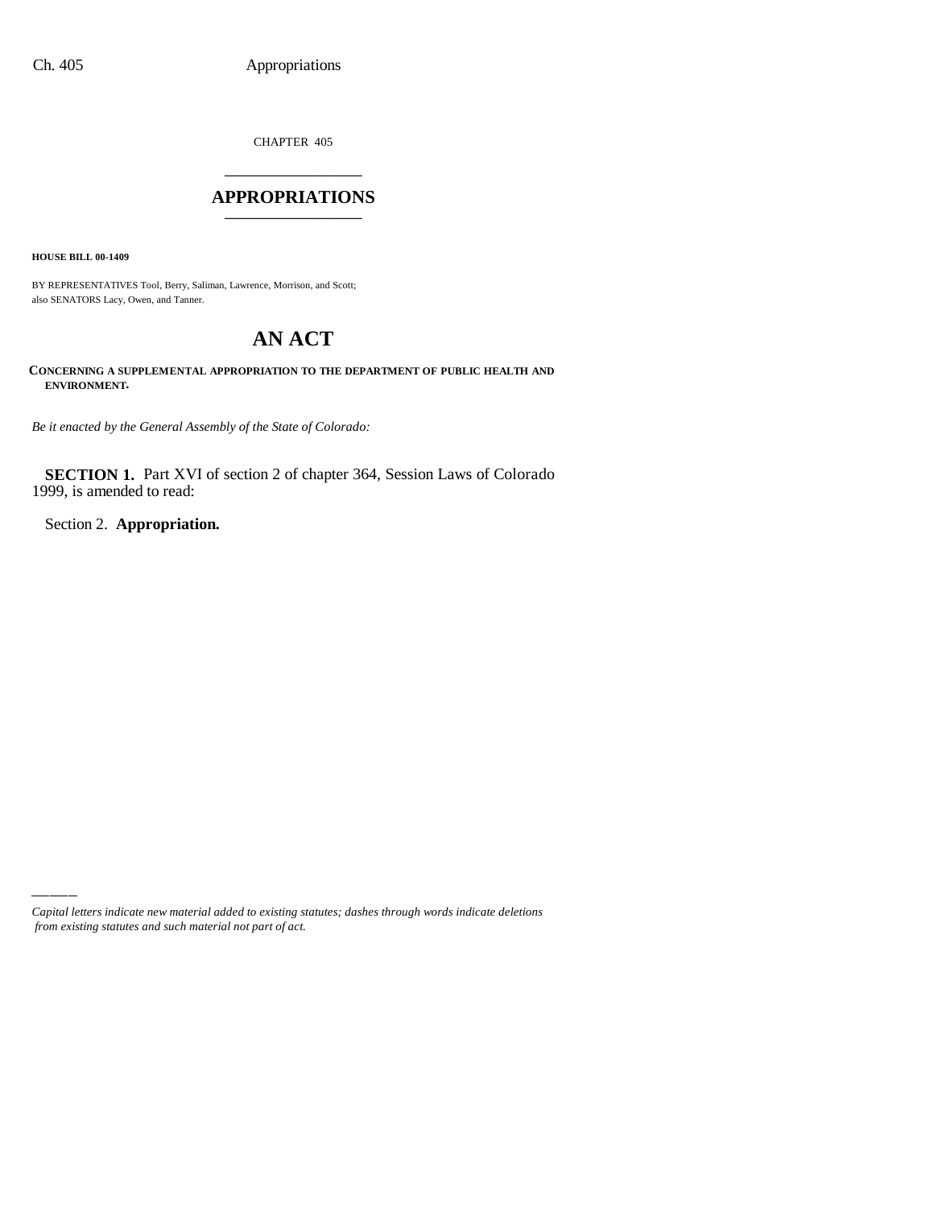CHAPTER 405

# APPROPRIATIONS

**HOUSE BILL 00-1409**

BY REPRESENTATIVES Tool, Berry, Saliman, Lawrence, Morrison, and Scott;
also SENATORS Lacy, Owen, and Tanner.

# AN ACT

**CONCERNING A SUPPLEMENTAL APPROPRIATION TO THE DEPARTMENT OF PUBLIC HEALTH AND ENVIRONMENT.**

*Be it enacted by the General Assembly of the State of Colorado:*

**SECTION 1.** Part XVI of section 2 of chapter 364, Session Laws of Colorado 1999, is amended to read:

Section 2. **Appropriation.**

*Capital letters indicate new material added to existing statutes; dashes through words indicate deletions from existing statutes and such material not part of act.*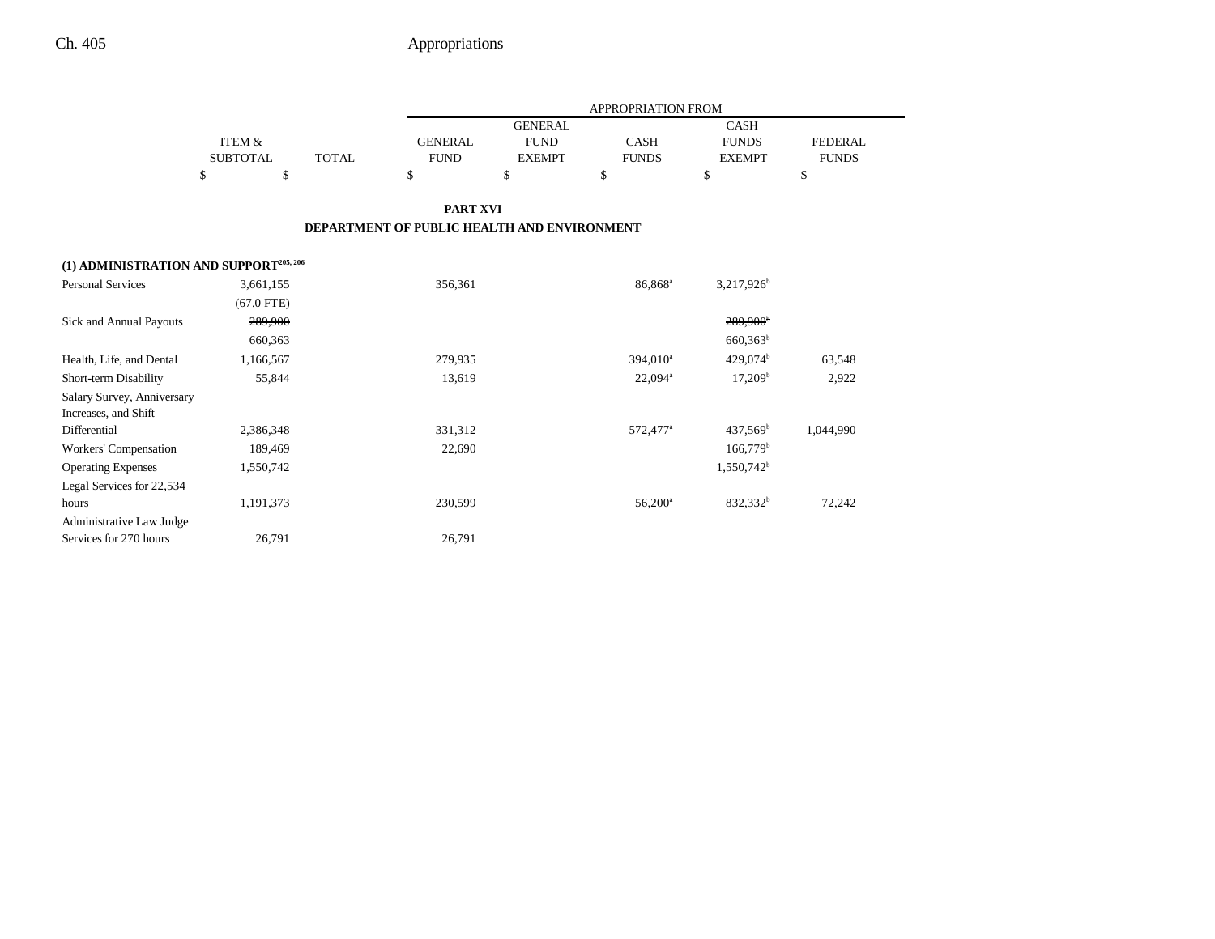| | ITEM & SUBTOTAL | TOTAL | APPROPRIATION FROM GENERAL FUND | GENERAL FUND EXEMPT | CASH FUNDS | CASH FUNDS EXEMPT | FEDERAL FUNDS |
|---|---|---|---|---|---|---|---|
| | $ | $ | $ | $ | $ | $ | $ |

**PART XVI**

**DEPARTMENT OF PUBLIC HEALTH AND ENVIRONMENT**

**(1) ADMINISTRATION AND SUPPORT**[205, 206]

| | ITEM & SUBTOTAL | TOTAL | GENERAL FUND | GENERAL FUND EXEMPT | CASH FUNDS | CASH FUNDS EXEMPT | FEDERAL FUNDS |
|---|---|---|---|---|---|---|---|
| Personal Services | 3,661,155 | | 356,361 | | 86,868[a] | 3,217,926[b] | |
| | (67.0 FTE) | | | | | | |
| Sick and Annual Payouts | ~~289,900~~ | | | | | ~~289,900~~[b] | |
| | 660,363 | | | | | 660,363[b] | |
| Health, Life, and Dental | 1,166,567 | | 279,935 | | 394,010[a] | 429,074[b] | 63,548 |
| Short-term Disability | 55,844 | | 13,619 | | 22,094[a] | 17,209[b] | 2,922 |
| Salary Survey, Anniversary Increases, and Shift Differential | 2,386,348 | | 331,312 | | 572,477[a] | 437,569[b] | 1,044,990 |
| Workers' Compensation | 189,469 | | 22,690 | | | 166,779[b] | |
| Operating Expenses | 1,550,742 | | | | | 1,550,742[b] | |
| Legal Services for 22,534 hours | 1,191,373 | | 230,599 | | 56,200[a] | 832,332[b] | 72,242 |
| Administrative Law Judge Services for 270 hours | 26,791 | | 26,791 | | | | |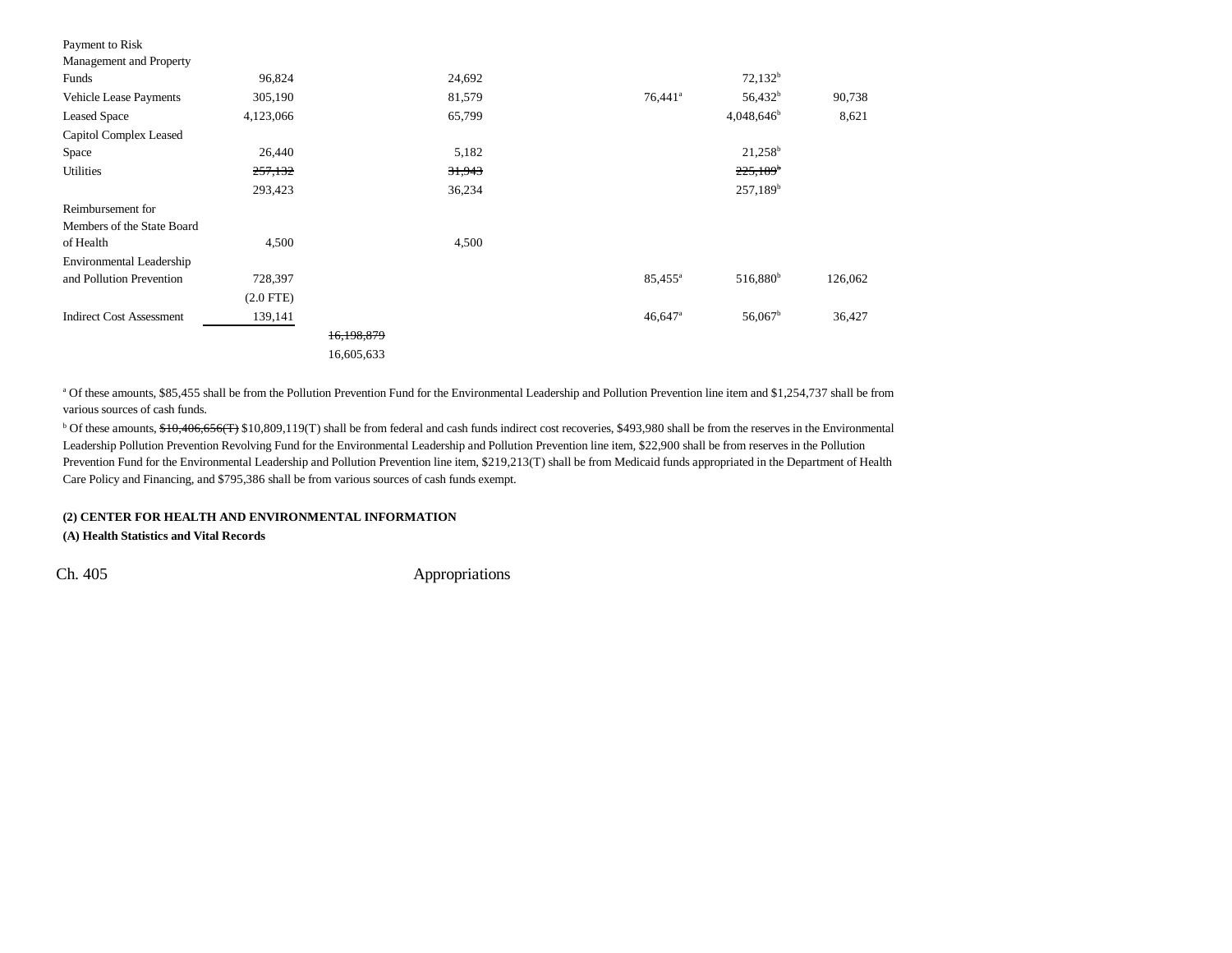| | | | | | | |
|---|---|---|---|---|---|---|
| Payment to Risk Management and Property Funds | 96,824 | | 24,692 | | 72,132[b] | |
| Vehicle Lease Payments | 305,190 | | 81,579 | 76,441[a] | 56,432[b] | 90,738 |
| Leased Space | 4,123,066 | | 65,799 | | 4,048,646[b] | 8,621 |
| Capitol Complex Leased Space | 26,440 | | 5,182 | | 21,258[b] | |
| Utilities | ~~257,132~~ | | ~~31,943~~ | | ~~225,189~~[b] | |
| | 293,423 | | 36,234 | | 257,189[b] | |
| Reimbursement for Members of the State Board of Health | 4,500 | | 4,500 | | | |
| Environmental Leadership and Pollution Prevention | 728,397 | | | 85,455[a] | 516,880[b] | 126,062 |
| | (2.0 FTE) | | | | | |
| Indirect Cost Assessment | 139,141 | | | 46,647[a] | 56,067[b] | 36,427 |
| | | ~~16,198,879~~ | | | | |
| | | 16,605,633 | | | | |

[a] Of these amounts, $85,455 shall be from the Pollution Prevention Fund for the Environmental Leadership and Pollution Prevention line item and $1,254,737 shall be from various sources of cash funds.

[b] Of these amounts, ~~$10,406,656(T)~~ $10,809,119(T) shall be from federal and cash funds indirect cost recoveries, $493,980 shall be from the reserves in the Environmental Leadership Pollution Prevention Revolving Fund for the Environmental Leadership and Pollution Prevention line item, $22,900 shall be from reserves in the Pollution Prevention Fund for the Environmental Leadership and Pollution Prevention line item, $219,213(T) shall be from Medicaid funds appropriated in the Department of Health Care Policy and Financing, and $795,386 shall be from various sources of cash funds exempt.

**(2) CENTER FOR HEALTH AND ENVIRONMENTAL INFORMATION**

**(A) Health Statistics and Vital Records**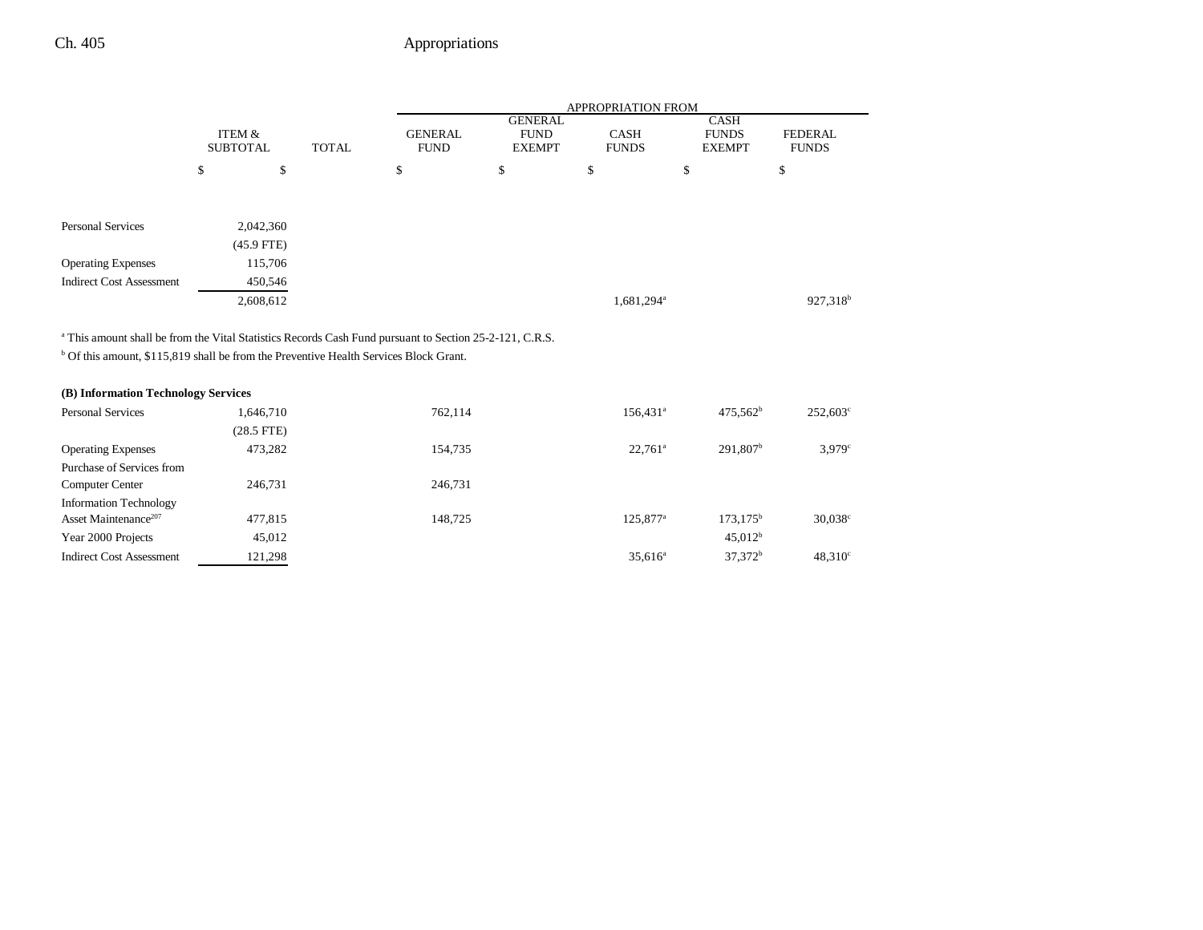| | ITEM & SUBTOTAL | TOTAL | APPROPRIATION FROM GENERAL FUND | GENERAL FUND EXEMPT | CASH FUNDS | CASH FUNDS EXEMPT | FEDERAL FUNDS |
|---|---|---|---|---|---|---|---|
| | $ | $ | $ | $ | $ | $ | $ |
| Personal Services | 2,042,360 | | | | | | |
| | (45.9 FTE) | | | | | | |
| Operating Expenses | 115,706 | | | | | | |
| Indirect Cost Assessment | 450,546 | | | | | | |
| | 2,608,612 | | | | 1,681,294[a] | | 927,318[b] |

[a] This amount shall be from the Vital Statistics Records Cash Fund pursuant to Section 25-2-121, C.R.S.

[b] Of this amount, $115,819 shall be from the Preventive Health Services Block Grant.

| | ITEM & SUBTOTAL | TOTAL | GENERAL FUND | GENERAL FUND EXEMPT | CASH FUNDS | CASH FUNDS EXEMPT | FEDERAL FUNDS |
|---|---|---|---|---|---|---|---|
| **(B) Information Technology Services** | | | | | | | |
| Personal Services | 1,646,710 | | 762,114 | | 156,431[a] | 475,562[b] | 252,603[c] |
| | (28.5 FTE) | | | | | | |
| Operating Expenses | 473,282 | | 154,735 | | 22,761[a] | 291,807[b] | 3,979[c] |
| Purchase of Services from Computer Center | 246,731 | | 246,731 | | | | |
| Information Technology Asset Maintenance[207] | 477,815 | | 148,725 | | 125,877[a] | 173,175[b] | 30,038[c] |
| Year 2000 Projects | 45,012 | | | | | 45,012[b] | |
| Indirect Cost Assessment | 121,298 | | | | 35,616[a] | 37,372[b] | 48,310[c] |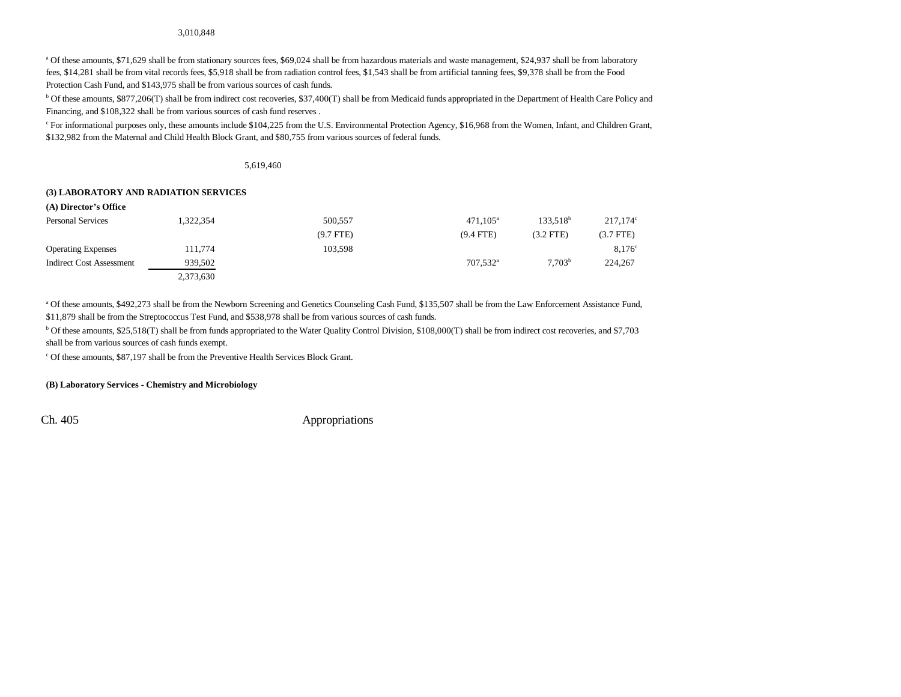3,010,848

[a] Of these amounts, $71,629 shall be from stationary sources fees, $69,024 shall be from hazardous materials and waste management, $24,937 shall be from laboratory fees, $14,281 shall be from vital records fees, $5,918 shall be from radiation control fees, $1,543 shall be from artificial tanning fees, $9,378 shall be from the Food Protection Cash Fund, and $143,975 shall be from various sources of cash funds.

[b] Of these amounts, $877,206(T) shall be from indirect cost recoveries, $37,400(T) shall be from Medicaid funds appropriated in the Department of Health Care Policy and Financing, and $108,322 shall be from various sources of cash fund reserves .

[c] For informational purposes only, these amounts include $104,225 from the U.S. Environmental Protection Agency, $16,968 from the Women, Infant, and Children Grant, $132,982 from the Maternal and Child Health Block Grant, and $80,755 from various sources of federal funds.

5,619,460

**(3) LABORATORY AND RADIATION SERVICES**

**(A) Director's Office**

| | | | | | | |
|---|---|---|---|---|---|---|
| Personal Services | 1,322,354 | | 500,557 | 471,105[a] | 133,518[b] | 217,174[c] |
| | | | (9.7 FTE) | (9.4 FTE) | (3.2 FTE) | (3.7 FTE) |
| Operating Expenses | 111,774 | | 103,598 | | | 8,176[c] |
| Indirect Cost Assessment | 939,502 | | | 707,532[a] | 7,703[b] | 224,267 |
| | 2,373,630 | | | | | |

[a] Of these amounts, $492,273 shall be from the Newborn Screening and Genetics Counseling Cash Fund, $135,507 shall be from the Law Enforcement Assistance Fund, $11,879 shall be from the Streptococcus Test Fund, and $538,978 shall be from various sources of cash funds.

[b] Of these amounts, $25,518(T) shall be from funds appropriated to the Water Quality Control Division, $108,000(T) shall be from indirect cost recoveries, and $7,703 shall be from various sources of cash funds exempt.

[c] Of these amounts, $87,197 shall be from the Preventive Health Services Block Grant.

**(B) Laboratory Services - Chemistry and Microbiology**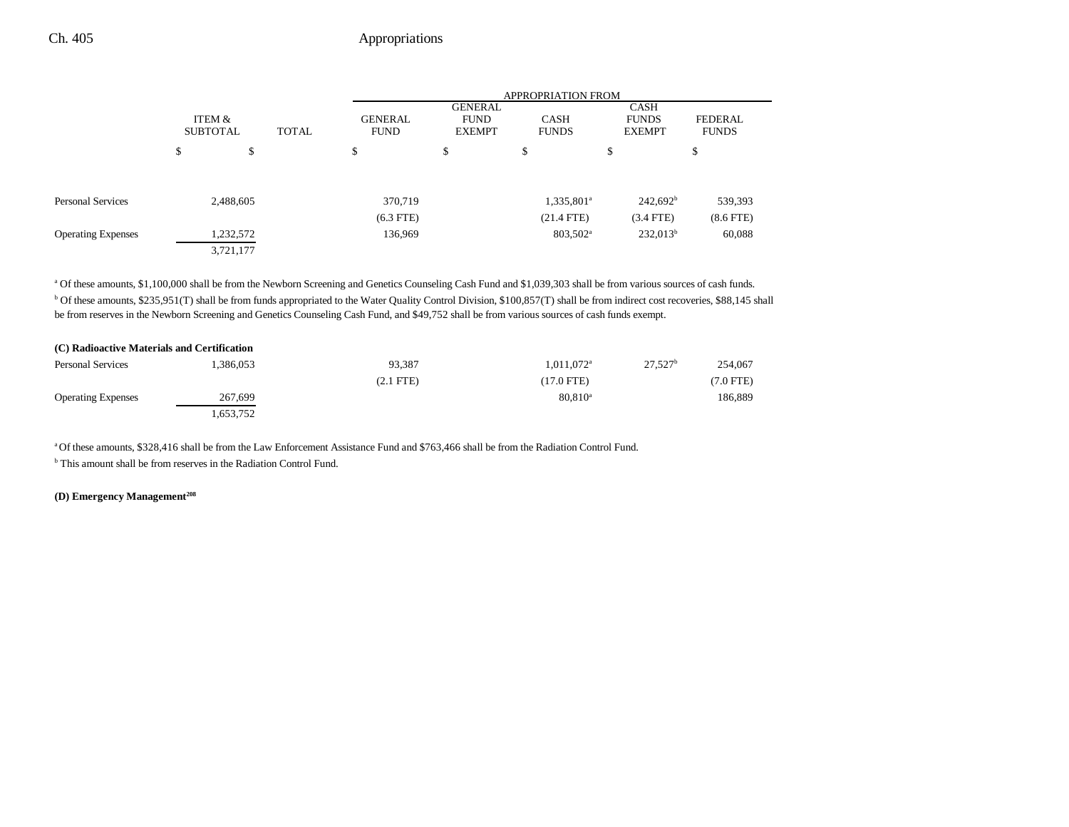| | ITEM & SUBTOTAL | TOTAL | APPROPRIATION FROM GENERAL FUND | GENERAL FUND EXEMPT | CASH FUNDS | CASH FUNDS EXEMPT | FEDERAL FUNDS |
|---|---|---|---|---|---|---|---|
| | $ | $ | $ | $ | $ | $ | $ |
| Personal Services | 2,488,605 | | 370,719 | | 1,335,801[a] | 242,692[b] | 539,393 |
| | | | (6.3 FTE) | | (21.4 FTE) | (3.4 FTE) | (8.6 FTE) |
| Operating Expenses | 1,232,572 | | 136,969 | | 803,502[a] | 232,013[b] | 60,088 |
| | 3,721,177 | | | | | | |

[a] Of these amounts, $1,100,000 shall be from the Newborn Screening and Genetics Counseling Cash Fund and $1,039,303 shall be from various sources of cash funds.
[b] Of these amounts, $235,951(T) shall be from funds appropriated to the Water Quality Control Division, $100,857(T) shall be from indirect cost recoveries, $88,145 shall be from reserves in the Newborn Screening and Genetics Counseling Cash Fund, and $49,752 shall be from various sources of cash funds exempt.

**(C) Radioactive Materials and Certification**

| | ITEM & SUBTOTAL | TOTAL | GENERAL FUND | GENERAL FUND EXEMPT | CASH FUNDS | CASH FUNDS EXEMPT | FEDERAL FUNDS |
|---|---|---|---|---|---|---|---|
| Personal Services | 1,386,053 | | 93,387 | | 1,011,072[a] | 27,527[b] | 254,067 |
| | | | (2.1 FTE) | | (17.0 FTE) | | (7.0 FTE) |
| Operating Expenses | 267,699 | | | | 80,810[a] | | 186,889 |
| | 1,653,752 | | | | | | |

[a] Of these amounts, $328,416 shall be from the Law Enforcement Assistance Fund and $763,466 shall be from the Radiation Control Fund.
[b] This amount shall be from reserves in the Radiation Control Fund.

**(D) Emergency Management[208]**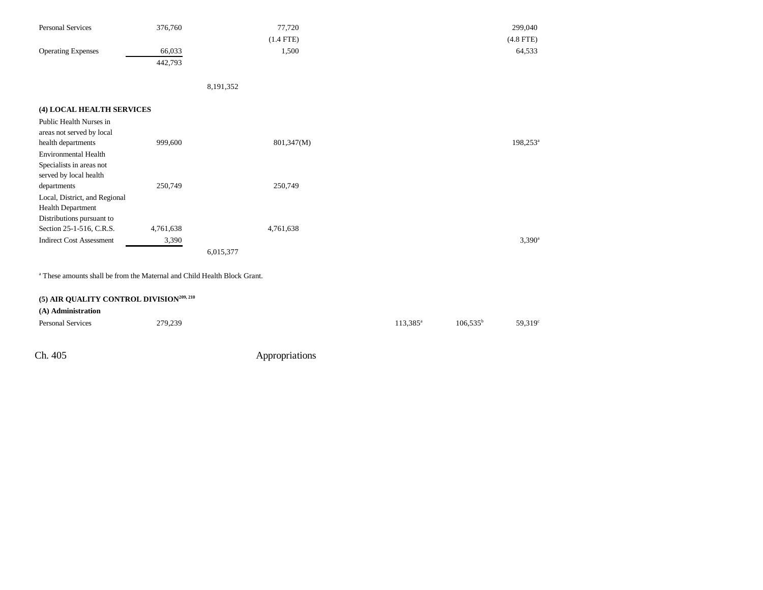| | | | | | | |
|---|---|---|---|---|---|---|
| Personal Services | 376,760 | | 77,720<br>(1.4 FTE) | | | 299,040<br>(4.8 FTE) |
| Operating Expenses | 66,033 | | 1,500 | | | 64,533 |
| | 442,793 | | | | | |
| | | 8,191,352 | | | | |

**(4) LOCAL HEALTH SERVICES**

| | | | | | | |
|---|---|---|---|---|---|---|
| Public Health Nurses in areas not served by local health departments | 999,600 | | 801,347(M) | | | 198,253[a] |
| Environmental Health Specialists in areas not served by local health departments | 250,749 | | 250,749 | | | |
| Local, District, and Regional Health Department Distributions pursuant to Section 25-1-516, C.R.S. | 4,761,638 | | 4,761,638 | | | |
| Indirect Cost Assessment | 3,390 | | | | | 3,390[a] |
| | | 6,015,377 | | | | |

[a] These amounts shall be from the Maternal and Child Health Block Grant.

**(5) AIR QUALITY CONTROL DIVISION[209, 210]**

**(A) Administration**

| | | | | | | |
|---|---|---|---|---|---|---|
| Personal Services | 279,239 | | | 113,385[a] | 106,535[b] | 59,319[c] |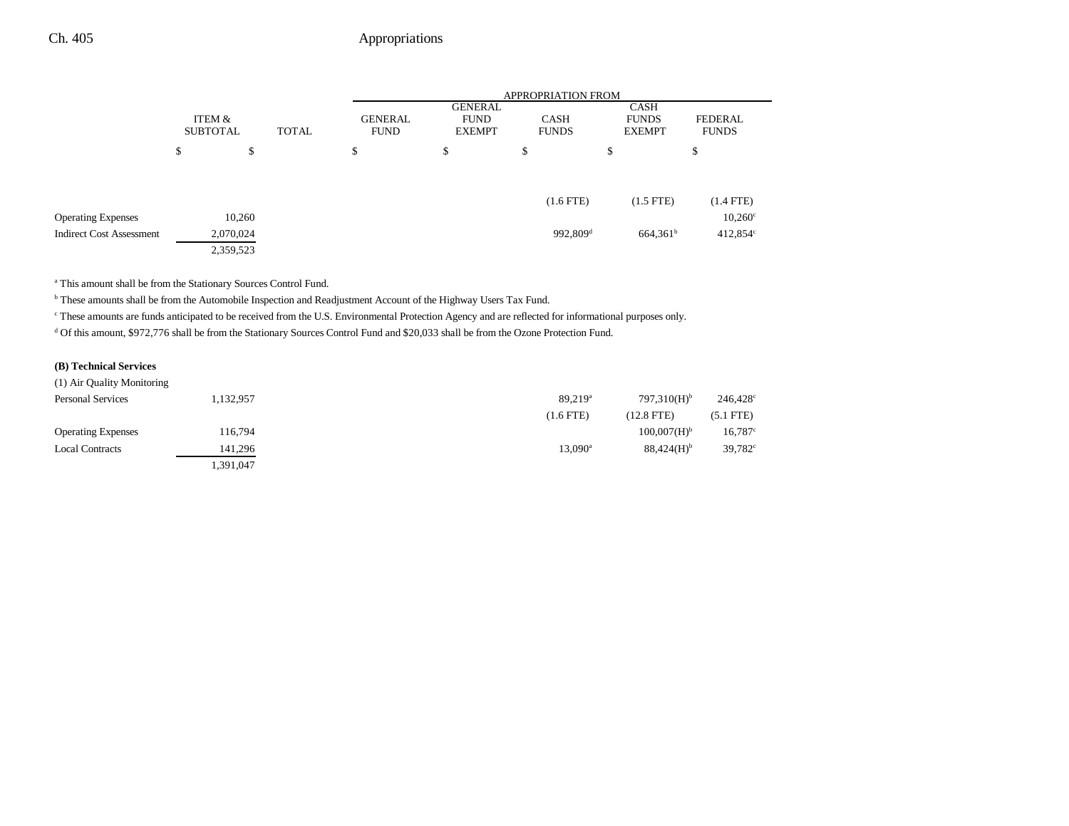| | ITEM & SUBTOTAL | TOTAL | GENERAL FUND | GENERAL FUND EXEMPT | CASH FUNDS | CASH FUNDS EXEMPT | FEDERAL FUNDS |
|---|---|---|---|---|---|---|---|
| | APPROPRIATION FROM | | | | | | |
| | $ | $ | $ | $ | $ | $ | $ |
| | | | | | (1.6 FTE) | (1.5 FTE) | (1.4 FTE) |
| Operating Expenses | 10,260 | | | | | | 10,260[c] |
| Indirect Cost Assessment | 2,070,024 | | | | 992,809[d] | 664,361[b] | 412,854[c] |
| | 2,359,523 | | | | | | |

[a] This amount shall be from the Stationary Sources Control Fund.

[b] These amounts shall be from the Automobile Inspection and Readjustment Account of the Highway Users Tax Fund.

[c] These amounts are funds anticipated to be received from the U.S. Environmental Protection Agency and are reflected for informational purposes only.

[d] Of this amount, $972,776 shall be from the Stationary Sources Control Fund and $20,033 shall be from the Ozone Protection Fund.

**(B) Technical Services**

| | ITEM & SUBTOTAL | TOTAL | GENERAL FUND | GENERAL FUND EXEMPT | CASH FUNDS | CASH FUNDS EXEMPT | FEDERAL FUNDS |
|---|---|---|---|---|---|---|---|
| (1) Air Quality Monitoring | | | | | | | |
| Personal Services | 1,132,957 | | | | 89,219[a] | 797,310(H)[b] | 246,428[c] |
| | | | | | (1.6 FTE) | (12.8 FTE) | (5.1 FTE) |
| Operating Expenses | 116,794 | | | | | 100,007(H)[b] | 16,787[c] |
| Local Contracts | 141,296 | | | | 13,090[a] | 88,424(H)[b] | 39,782[c] |
| | 1,391,047 | | | | | | |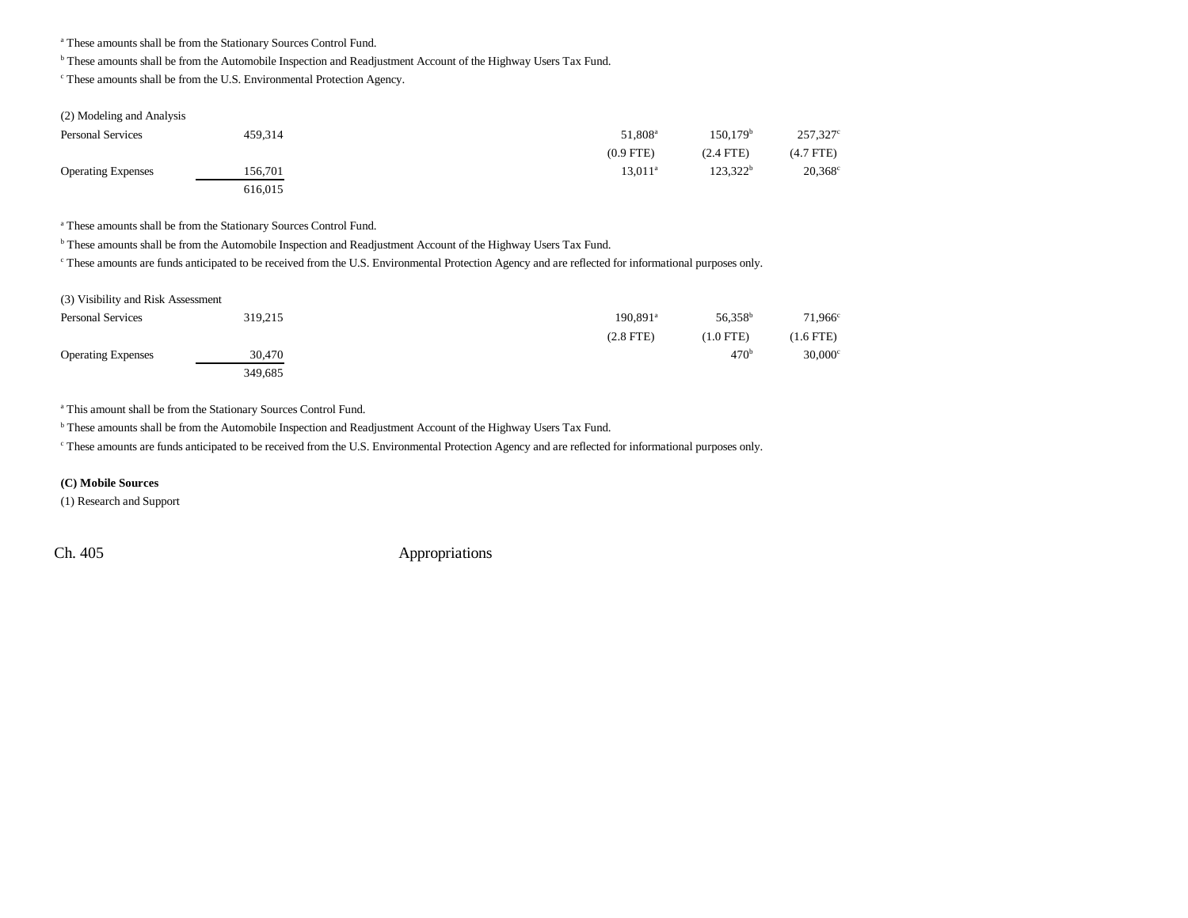[a] These amounts shall be from the Stationary Sources Control Fund.

[b] These amounts shall be from the Automobile Inspection and Readjustment Account of the Highway Users Tax Fund.

[c] These amounts shall be from the U.S. Environmental Protection Agency.

(2) Modeling and Analysis

| | | | | | | |
|---|---|---|---|---|---|---|
| Personal Services | 459,314 | | | 51,808[a] | 150,179[b] | 257,327[c] |
| | | | | (0.9 FTE) | (2.4 FTE) | (4.7 FTE) |
| Operating Expenses | 156,701 | | | 13,011[a] | 123,322[b] | 20,368[c] |
| | 616,015 | | | | | |

[a] These amounts shall be from the Stationary Sources Control Fund.

[b] These amounts shall be from the Automobile Inspection and Readjustment Account of the Highway Users Tax Fund.

[c] These amounts are funds anticipated to be received from the U.S. Environmental Protection Agency and are reflected for informational purposes only.

(3) Visibility and Risk Assessment

| | | | | | | |
|---|---|---|---|---|---|---|
| Personal Services | 319,215 | | | 190,891[a] | 56,358[b] | 71,966[c] |
| | | | | (2.8 FTE) | (1.0 FTE) | (1.6 FTE) |
| Operating Expenses | 30,470 | | | | 470[b] | 30,000[c] |
| | 349,685 | | | | | |

[a] This amount shall be from the Stationary Sources Control Fund.

[b] These amounts shall be from the Automobile Inspection and Readjustment Account of the Highway Users Tax Fund.

[c] These amounts are funds anticipated to be received from the U.S. Environmental Protection Agency and are reflected for informational purposes only.

**(C) Mobile Sources**

(1) Research and Support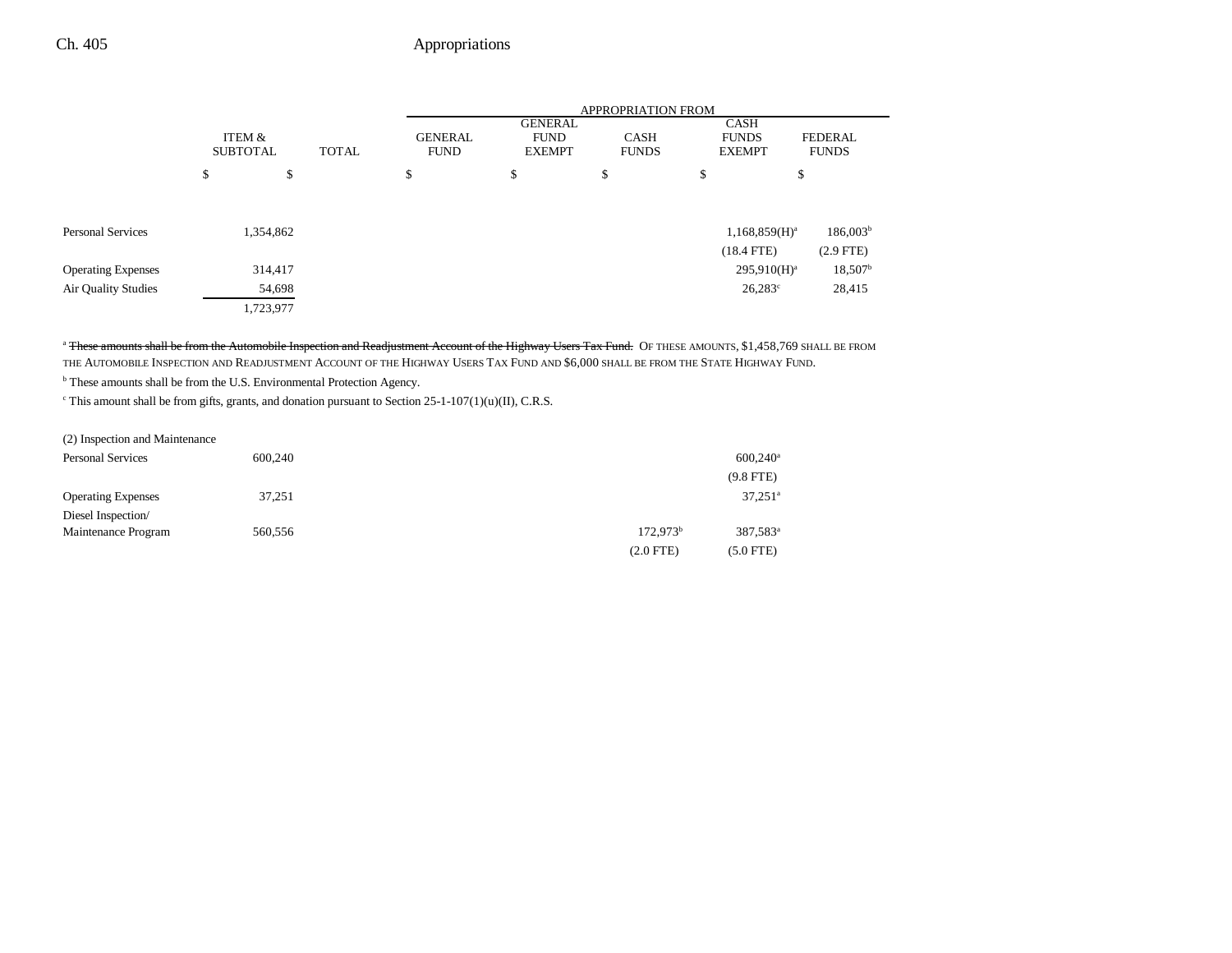| | ITEM & SUBTOTAL | TOTAL | APPROPRIATION FROM GENERAL FUND | GENERAL FUND EXEMPT | CASH FUNDS | CASH FUNDS EXEMPT | FEDERAL FUNDS |
|---|---|---|---|---|---|---|---|
| | $ | $ | $ | $ | $ | $ | $ |
| Personal Services | 1,354,862 | | | | | 1,168,859(H)[a] (18.4 FTE) | 186,003[b] (2.9 FTE) |
| Operating Expenses | 314,417 | | | | | 295,910(H)[a] | 18,507[b] |
| Air Quality Studies | 54,698 | | | | | 26,283[c] | 28,415 |
| | 1,723,977 | | | | | | |

[a] ~~These amounts shall be from the Automobile Inspection and Readjustment Account of the Highway Users Tax Fund.~~ OF THESE AMOUNTS, $1,458,769 SHALL BE FROM THE AUTOMOBILE INSPECTION AND READJUSTMENT ACCOUNT OF THE HIGHWAY USERS TAX FUND AND $6,000 SHALL BE FROM THE STATE HIGHWAY FUND.

[b] These amounts shall be from the U.S. Environmental Protection Agency.

[c] This amount shall be from gifts, grants, and donation pursuant to Section 25-1-107(1)(u)(II), C.R.S.

| | ITEM & SUBTOTAL | TOTAL | GENERAL FUND | GENERAL FUND EXEMPT | CASH FUNDS | CASH FUNDS EXEMPT | FEDERAL FUNDS |
|---|---|---|---|---|---|---|---|
| (2) Inspection and Maintenance | | | | | | | |
| Personal Services | 600,240 | | | | | 600,240[a] (9.8 FTE) | |
| Operating Expenses | 37,251 | | | | | 37,251[a] | |
| Diesel Inspection/ Maintenance Program | 560,556 | | | | 172,973[b] (2.0 FTE) | 387,583[a] (5.0 FTE) | |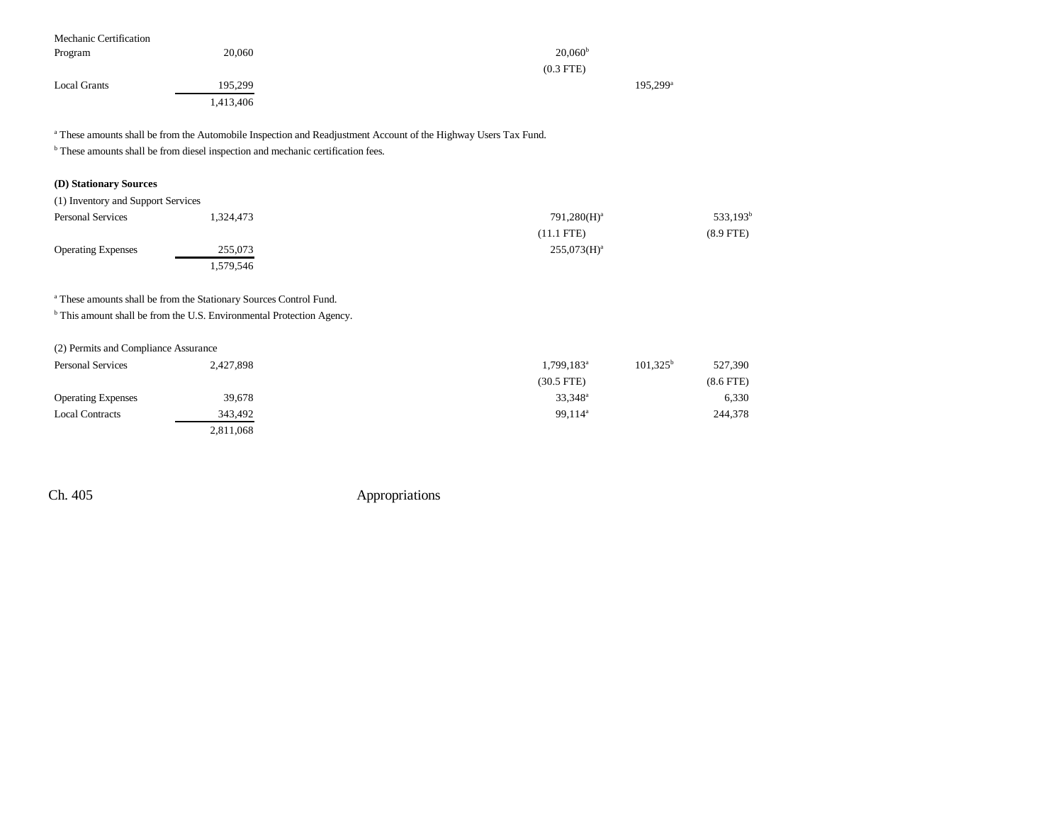| | | | | | | |
|---|---|---|---|---|---|---|
| Mechanic Certification Program | 20,060 | | | 20,060[b] | | |
| | | | | (0.3 FTE) | | |
| Local Grants | 195,299 | | | | 195,299[a] | |
| | 1,413,406 | | | | | |

[a] These amounts shall be from the Automobile Inspection and Readjustment Account of the Highway Users Tax Fund.
[b] These amounts shall be from diesel inspection and mechanic certification fees.

**(D) Stationary Sources**

(1) Inventory and Support Services

| | | | | | | |
|---|---|---|---|---|---|---|
| Personal Services | 1,324,473 | | | 791,280(H)[a] | | 533,193[b] |
| | | | | (11.1 FTE) | | (8.9 FTE) |
| Operating Expenses | 255,073 | | | 255,073(H)[a] | | |
| | 1,579,546 | | | | | |

[a] These amounts shall be from the Stationary Sources Control Fund.
[b] This amount shall be from the U.S. Environmental Protection Agency.

(2) Permits and Compliance Assurance

| | | | | | | |
|---|---|---|---|---|---|---|
| Personal Services | 2,427,898 | | | 1,799,183[a] | 101,325[b] | 527,390 |
| | | | | (30.5 FTE) | | (8.6 FTE) |
| Operating Expenses | 39,678 | | | 33,348[a] | | 6,330 |
| Local Contracts | 343,492 | | | 99,114[a] | | 244,378 |
| | 2,811,068 | | | | | |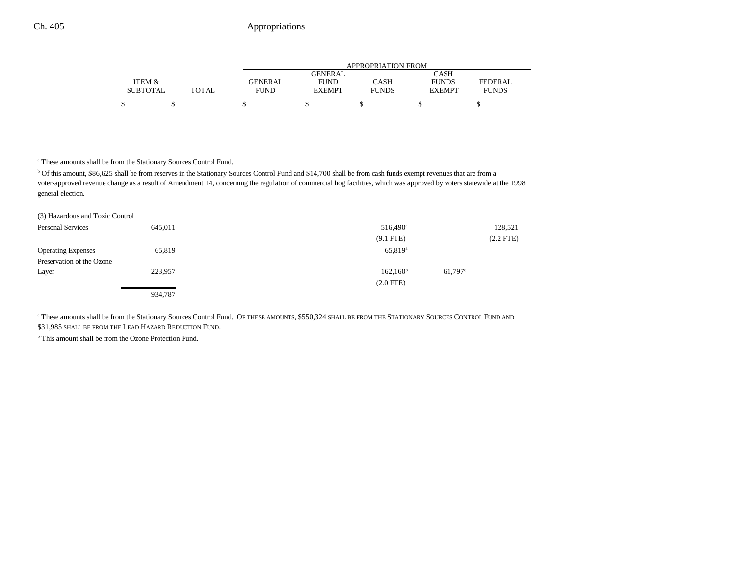| ITEM & SUBTOTAL | TOTAL | GENERAL FUND | GENERAL FUND EXEMPT | CASH FUNDS | CASH FUNDS EXEMPT | FEDERAL FUNDS |
|---|---|---|---|---|---|---|
| $ | $ | $ | $ | $ | $ | $ |

[a] These amounts shall be from the Stationary Sources Control Fund.

[b] Of this amount, $86,625 shall be from reserves in the Stationary Sources Control Fund and $14,700 shall be from cash funds exempt revenues that are from a voter-approved revenue change as a result of Amendment 14, concerning the regulation of commercial hog facilities, which was approved by voters statewide at the 1998 general election.

| | ITEM & SUBTOTAL | TOTAL | GENERAL FUND | GENERAL FUND EXEMPT | CASH FUNDS | CASH FUNDS EXEMPT | FEDERAL FUNDS |
|---|---|---|---|---|---|---|---|
| (3) Hazardous and Toxic Control | | | | | | | |
| Personal Services | 645,011 | | | | 516,490[a] | | 128,521 |
| | | | | | (9.1 FTE) | | (2.2 FTE) |
| Operating Expenses | 65,819 | | | | 65,819[a] | | |
| Preservation of the Ozone Layer | 223,957 | | | | 162,160[b] | 61,797[c] | |
| | | | | | (2.0 FTE) | | |
| | 934,787 | | | | | | |

[a] ~~These amounts shall be from the Stationary Sources Control Fund~~. OF THESE AMOUNTS, $550,324 SHALL BE FROM THE STATIONARY SOURCES CONTROL FUND AND $31,985 SHALL BE FROM THE LEAD HAZARD REDUCTION FUND.

[b] This amount shall be from the Ozone Protection Fund.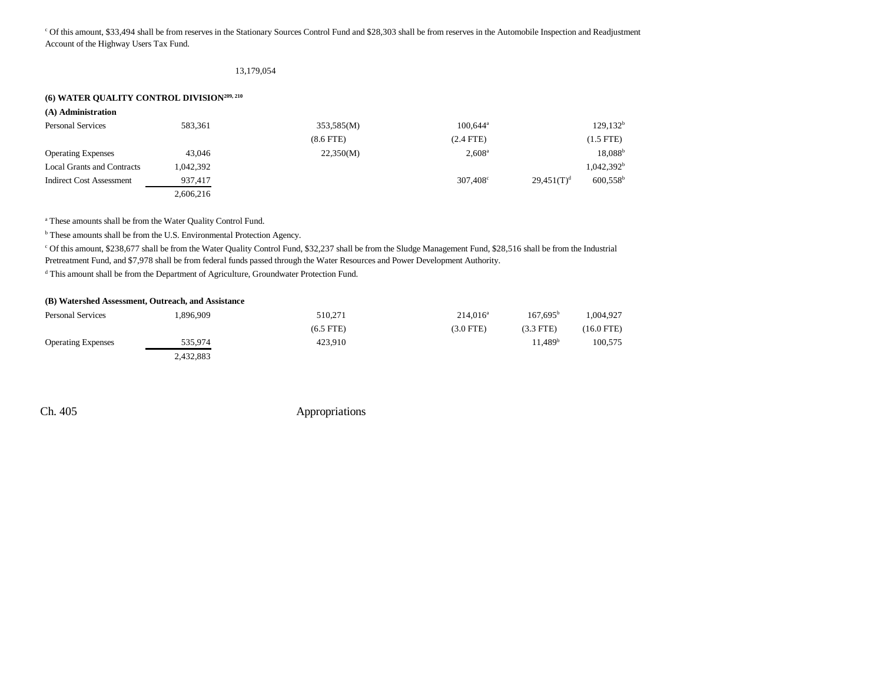[c] Of this amount, $33,494 shall be from reserves in the Stationary Sources Control Fund and $28,303 shall be from reserves in the Automobile Inspection and Readjustment Account of the Highway Users Tax Fund.

13,179,054

**(6) WATER QUALITY CONTROL DIVISION[209, 210]**

**(A) Administration**

| | | | | | |
|---|---|---|---|---|---|
| Personal Services | 583,361 | 353,585(M) | 100,644[a] | | 129,132[b] |
| | | (8.6 FTE) | (2.4 FTE) | | (1.5 FTE) |
| Operating Expenses | 43,046 | 22,350(M) | 2,608[a] | | 18,088[b] |
| Local Grants and Contracts | 1,042,392 | | | | 1,042,392[b] |
| Indirect Cost Assessment | 937,417 | | 307,408[c] | 29,451(T)[d] | 600,558[b] |
| | 2,606,216 | | | | |

[a] These amounts shall be from the Water Quality Control Fund.

[b] These amounts shall be from the U.S. Environmental Protection Agency.

[c] Of this amount, $238,677 shall be from the Water Quality Control Fund, $32,237 shall be from the Sludge Management Fund, $28,516 shall be from the Industrial Pretreatment Fund, and $7,978 shall be from federal funds passed through the Water Resources and Power Development Authority.

[d] This amount shall be from the Department of Agriculture, Groundwater Protection Fund.

**(B) Watershed Assessment, Outreach, and Assistance**

| | | | | | |
|---|---|---|---|---|---|
| Personal Services | 1,896,909 | 510,271 | 214,016[a] | 167,695[b] | 1,004,927 |
| | | (6.5 FTE) | (3.0 FTE) | (3.3 FTE) | (16.0 FTE) |
| Operating Expenses | 535,974 | 423,910 | | 11,489[b] | 100,575 |
| | 2,432,883 | | | | |

Ch. 405 Appropriations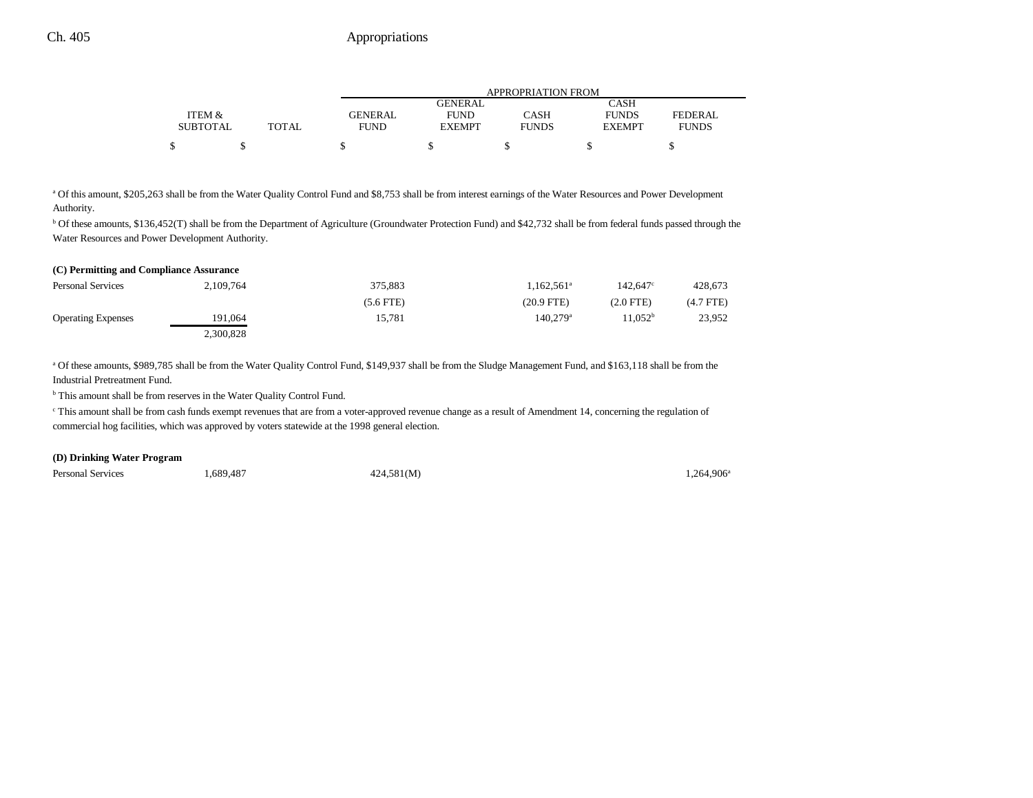| | ITEM & SUBTOTAL | TOTAL | GENERAL FUND | GENERAL FUND EXEMPT | CASH FUNDS | CASH FUNDS EXEMPT | FEDERAL FUNDS |
|---|---|---|---|---|---|---|---|
| | $ | $ | $ | $ | $ | $ | $ |

APPROPRIATION FROM

[a] Of this amount, $205,263 shall be from the Water Quality Control Fund and $8,753 shall be from interest earnings of the Water Resources and Power Development Authority.

[b] Of these amounts, $136,452(T) shall be from the Department of Agriculture (Groundwater Protection Fund) and $42,732 shall be from federal funds passed through the Water Resources and Power Development Authority.

**(C) Permitting and Compliance Assurance**

| | ITEM & SUBTOTAL | TOTAL | GENERAL FUND | GENERAL FUND EXEMPT | CASH FUNDS | CASH FUNDS EXEMPT | FEDERAL FUNDS |
|---|---|---|---|---|---|---|---|
| Personal Services | 2,109,764 | | 375,883 | | 1,162,561[a] | 142,647[c] | 428,673 |
| | | | (5.6 FTE) | | (20.9 FTE) | (2.0 FTE) | (4.7 FTE) |
| Operating Expenses | 191,064 | | 15,781 | | 140,279[a] | 11,052[b] | 23,952 |
| | 2,300,828 | | | | | | |

[a] Of these amounts, $989,785 shall be from the Water Quality Control Fund, $149,937 shall be from the Sludge Management Fund, and $163,118 shall be from the Industrial Pretreatment Fund.

[b] This amount shall be from reserves in the Water Quality Control Fund.

[c] This amount shall be from cash funds exempt revenues that are from a voter-approved revenue change as a result of Amendment 14, concerning the regulation of commercial hog facilities, which was approved by voters statewide at the 1998 general election.

**(D) Drinking Water Program**

| | ITEM & SUBTOTAL | TOTAL | GENERAL FUND | GENERAL FUND EXEMPT | CASH FUNDS | CASH FUNDS EXEMPT | FEDERAL FUNDS |
|---|---|---|---|---|---|---|---|
| Personal Services | 1,689,487 | | 424,581(M) | | | | 1,264,906[a] |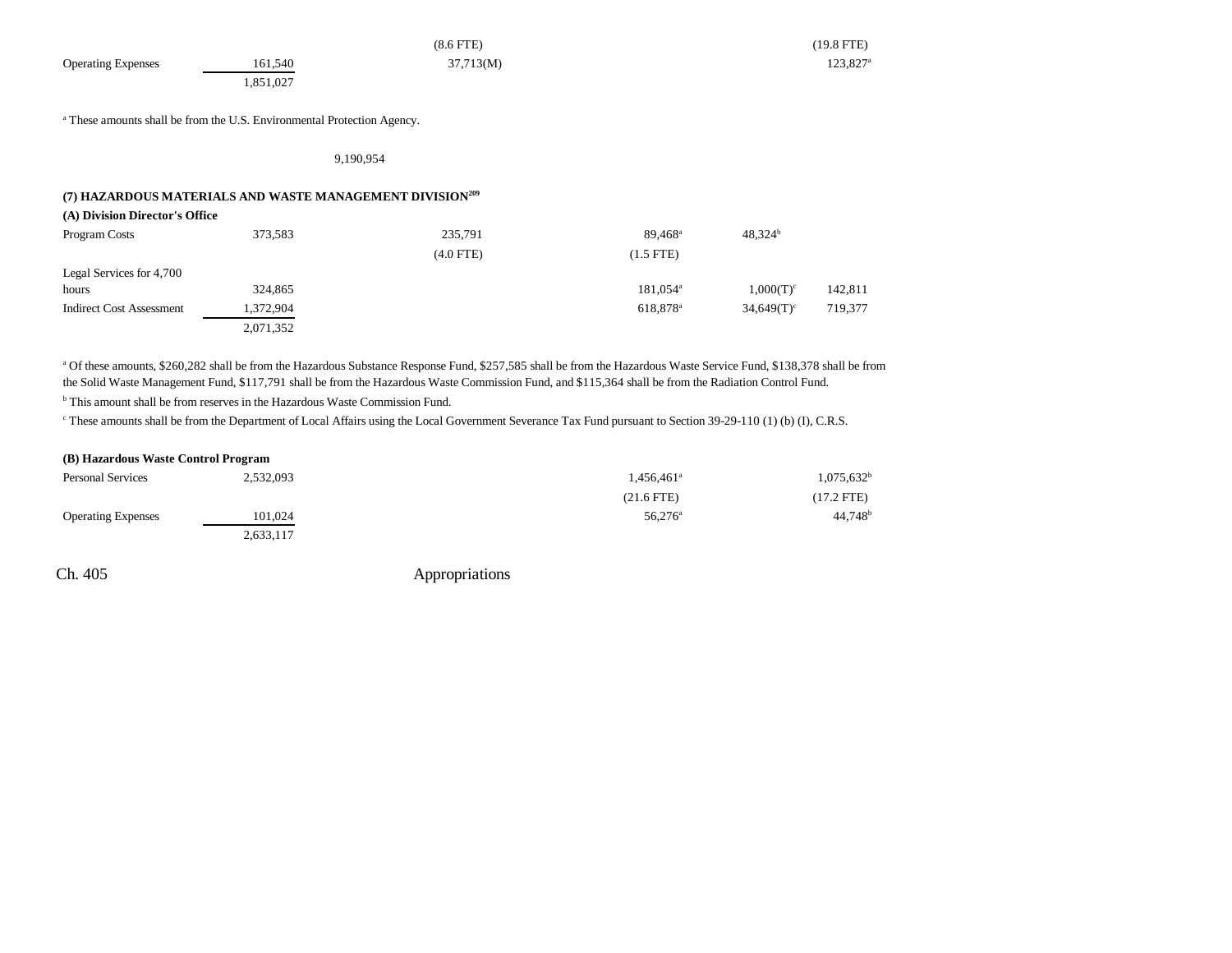| | | | | | |
|---|---|---|---|---|---|
| | | (8.6 FTE) | | | (19.8 FTE) |
| Operating Expenses | 161,540 | 37,713(M) | | | 123,827[a] |
| | 1,851,027 | | | | |

[a] These amounts shall be from the U.S. Environmental Protection Agency.

9,190,954

### (7) HAZARDOUS MATERIALS AND WASTE MANAGEMENT DIVISION[209]

**(A) Division Director's Office**

| | | | | | |
|---|---|---|---|---|---|
| Program Costs | 373,583 | 235,791 | 89,468[a] | 48,324[b] | |
| | | (4.0 FTE) | (1.5 FTE) | | |
| Legal Services for 4,700 hours | 324,865 | | 181,054[a] | 1,000(T)[c] | 142,811 |
| Indirect Cost Assessment | 1,372,904 | | 618,878[a] | 34,649(T)[c] | 719,377 |
| | 2,071,352 | | | | |

[a] Of these amounts, $260,282 shall be from the Hazardous Substance Response Fund, $257,585 shall be from the Hazardous Waste Service Fund, $138,378 shall be from the Solid Waste Management Fund, $117,791 shall be from the Hazardous Waste Commission Fund, and $115,364 shall be from the Radiation Control Fund.

[b] This amount shall be from reserves in the Hazardous Waste Commission Fund.

[c] These amounts shall be from the Department of Local Affairs using the Local Government Severance Tax Fund pursuant to Section 39-29-110 (1) (b) (I), C.R.S.

**(B) Hazardous Waste Control Program**

| | | | | | |
|---|---|---|---|---|---|
| Personal Services | 2,532,093 | | 1,456,461[a] | | 1,075,632[b] |
| | | | (21.6 FTE) | | (17.2 FTE) |
| Operating Expenses | 101,024 | | 56,276[a] | | 44,748[b] |
| | 2,633,117 | | | | |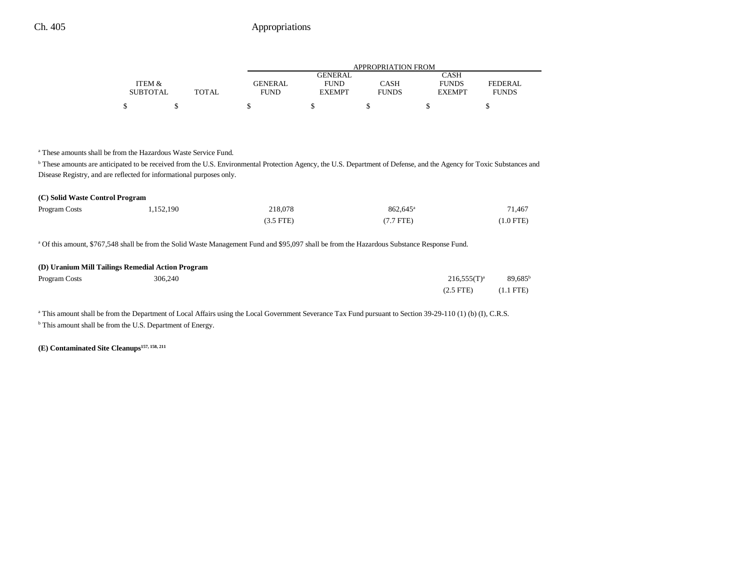| | ITEM & SUBTOTAL | TOTAL | GENERAL FUND | GENERAL FUND EXEMPT | CASH FUNDS | CASH FUNDS EXEMPT | FEDERAL FUNDS |
|---|---|---|---|---|---|---|---|
| | $ | $ | $ | $ | $ | $ | $ |

[a] These amounts shall be from the Hazardous Waste Service Fund.

[b] These amounts are anticipated to be received from the U.S. Environmental Protection Agency, the U.S. Department of Defense, and the Agency for Toxic Substances and Disease Registry, and are reflected for informational purposes only.

**(C) Solid Waste Control Program**

| | ITEM & SUBTOTAL | TOTAL | GENERAL FUND | GENERAL FUND EXEMPT | CASH FUNDS | CASH FUNDS EXEMPT | FEDERAL FUNDS |
|---|---|---|---|---|---|---|---|
| Program Costs | 1,152,190 | | 218,078 | | 862,645[a] | | 71,467 |
| | | | (3.5 FTE) | | (7.7 FTE) | | (1.0 FTE) |

[a] Of this amount, $767,548 shall be from the Solid Waste Management Fund and $95,097 shall be from the Hazardous Substance Response Fund.

**(D) Uranium Mill Tailings Remedial Action Program**

| | ITEM & SUBTOTAL | TOTAL | GENERAL FUND | GENERAL FUND EXEMPT | CASH FUNDS | CASH FUNDS EXEMPT | FEDERAL FUNDS |
|---|---|---|---|---|---|---|---|
| Program Costs | 306,240 | | | | | 216,555(T)[a] | 89,685[b] |
| | | | | | | (2.5 FTE) | (1.1 FTE) |

[a] This amount shall be from the Department of Local Affairs using the Local Government Severance Tax Fund pursuant to Section 39-29-110 (1) (b) (I), C.R.S.

[b] This amount shall be from the U.S. Department of Energy.

**(E) Contaminated Site Cleanups[157, 158, 211]**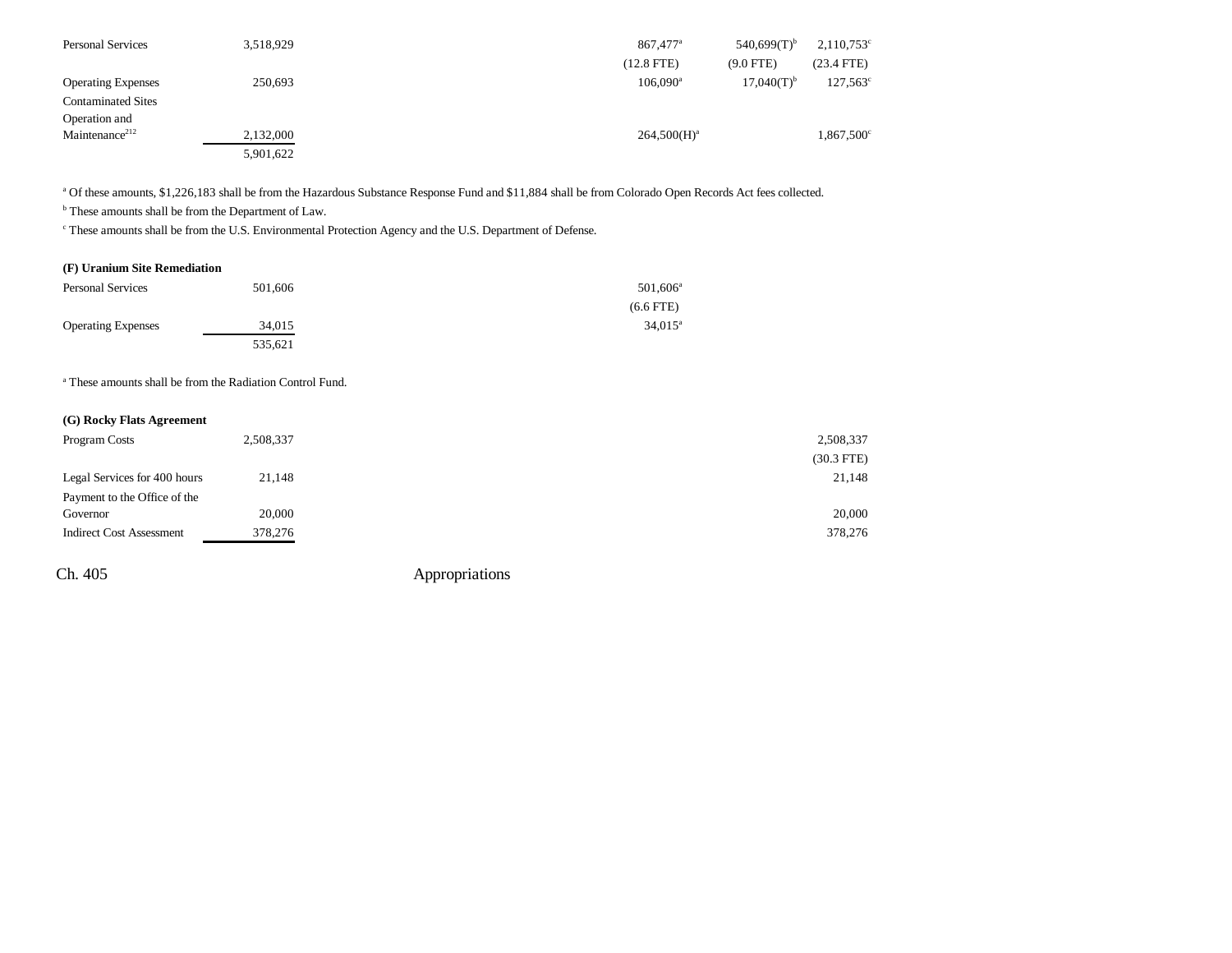| | | | | | | |
|---|---|---|---|---|---|---|
| Personal Services | 3,518,929 | | | 867,477[a] | 540,699(T)[b] | 2,110,753[c] |
| | | | | (12.8 FTE) | (9.0 FTE) | (23.4 FTE) |
| Operating Expenses | 250,693 | | | 106,090[a] | 17,040(T)[b] | 127,563[c] |
| Contaminated Sites Operation and Maintenance[212] | 2,132,000 | | | 264,500(H)[a] | | 1,867,500[c] |
| | 5,901,622 | | | | | |

[a] Of these amounts, $1,226,183 shall be from the Hazardous Substance Response Fund and $11,884 shall be from Colorado Open Records Act fees collected.
[b] These amounts shall be from the Department of Law.
[c] These amounts shall be from the U.S. Environmental Protection Agency and the U.S. Department of Defense.

**(F) Uranium Site Remediation**

| | | | | | | |
|---|---|---|---|---|---|---|
| Personal Services | 501,606 | | | 501,606[a] | | |
| | | | | (6.6 FTE) | | |
| Operating Expenses | 34,015 | | | 34,015[a] | | |
| | 535,621 | | | | | |

[a] These amounts shall be from the Radiation Control Fund.

**(G) Rocky Flats Agreement**

| | | | | | | |
|---|---|---|---|---|---|---|
| Program Costs | 2,508,337 | | | | | 2,508,337 |
| | | | | | | (30.3 FTE) |
| Legal Services for 400 hours | 21,148 | | | | | 21,148 |
| Payment to the Office of the Governor | 20,000 | | | | | 20,000 |
| Indirect Cost Assessment | 378,276 | | | | | 378,276 |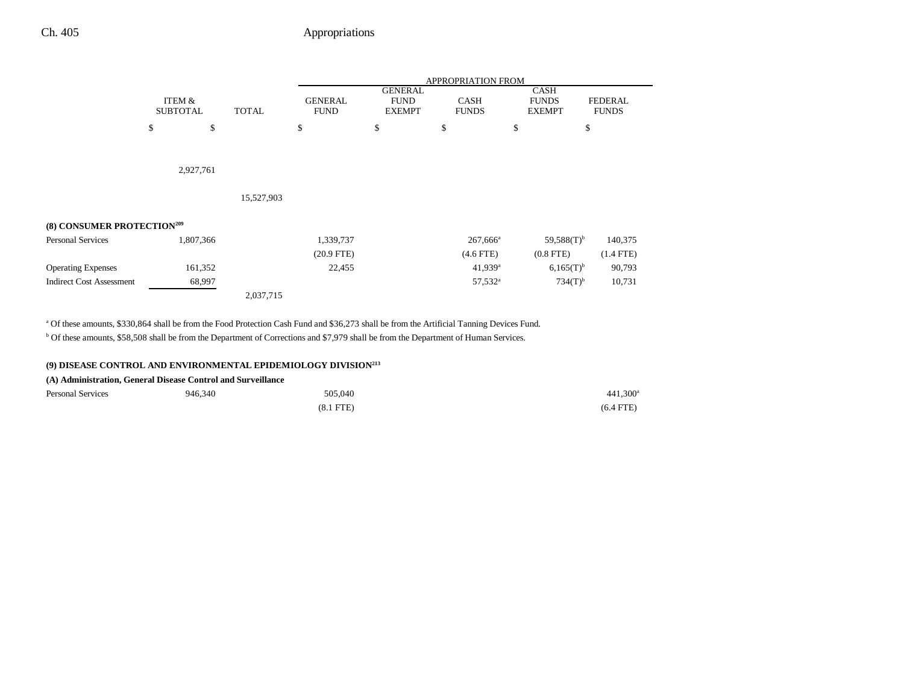| | ITEM & SUBTOTAL | TOTAL | APPROPRIATION FROM GENERAL FUND | GENERAL FUND EXEMPT | CASH FUNDS | CASH FUNDS EXEMPT | FEDERAL FUNDS |
|---|---|---|---|---|---|---|---|
| | $ | $ | $ | $ | $ | $ | $ |
| | 2,927,761 | | | | | | |
| | | 15,527,903 | | | | | |
| **(8) CONSUMER PROTECTION[209]** | | | | | | | |
| Personal Services | 1,807,366 | | 1,339,737 | | 267,666[a] | 59,588(T)[b] | 140,375 |
| | | | (20.9 FTE) | | (4.6 FTE) | (0.8 FTE) | (1.4 FTE) |
| Operating Expenses | 161,352 | | 22,455 | | 41,939[a] | 6,165(T)[b] | 90,793 |
| Indirect Cost Assessment | 68,997 | | | | 57,532[a] | 734(T)[b] | 10,731 |
| | | 2,037,715 | | | | | |

[a] Of these amounts, $330,864 shall be from the Food Protection Cash Fund and $36,273 shall be from the Artificial Tanning Devices Fund.

[b] Of these amounts, $58,508 shall be from the Department of Corrections and $7,979 shall be from the Department of Human Services.

**(9) DISEASE CONTROL AND ENVIRONMENTAL EPIDEMIOLOGY DIVISION[213]**

**(A) Administration, General Disease Control and Surveillance**

| | ITEM & SUBTOTAL | TOTAL | GENERAL FUND | GENERAL FUND EXEMPT | CASH FUNDS | CASH FUNDS EXEMPT | FEDERAL FUNDS |
|---|---|---|---|---|---|---|---|
| Personal Services | 946,340 | | 505,040 | | | | 441,300[a] |
| | | | (8.1 FTE) | | | | (6.4 FTE) |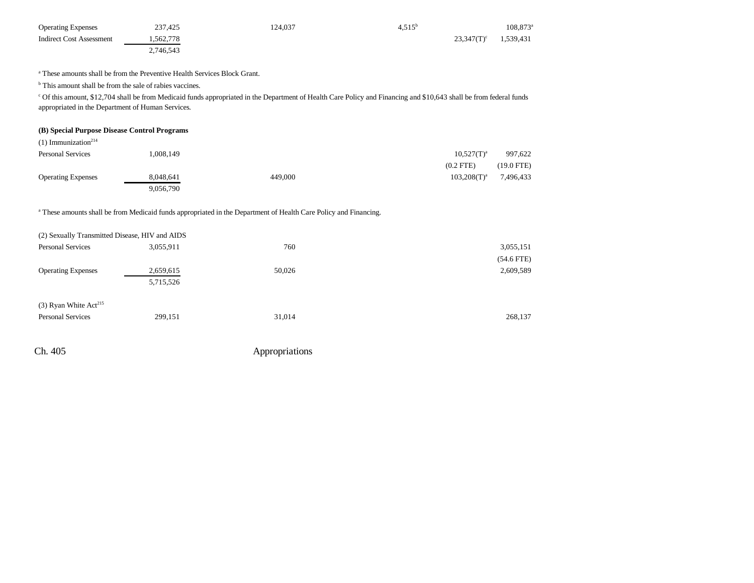| | Total | General Fund | General Fund Exempt | Cash Funds | Cash Funds Exempt | Federal Funds |
|---|---|---|---|---|---|---|
| Operating Expenses | 237,425 | 124,037 | | 4,515[b] | | 108,873[a] |
| Indirect Cost Assessment | 1,562,778 | | | | 23,347(T)[c] | 1,539,431 |
| | 2,746,543 | | | | | |

[a] These amounts shall be from the Preventive Health Services Block Grant.

[b] This amount shall be from the sale of rabies vaccines.

[c] Of this amount, $12,704 shall be from Medicaid funds appropriated in the Department of Health Care Policy and Financing and $10,643 shall be from federal funds appropriated in the Department of Human Services.

**(B) Special Purpose Disease Control Programs**

(1) Immunization[214]

| | Total | General Fund | General Fund Exempt | Cash Funds | Cash Funds Exempt | Federal Funds |
|---|---|---|---|---|---|---|
| Personal Services | 1,008,149 | | | | 10,527(T)[a] | 997,622 |
| | | | | | (0.2 FTE) | (19.0 FTE) |
| Operating Expenses | 8,048,641 | 449,000 | | | 103,208(T)[a] | 7,496,433 |
| | 9,056,790 | | | | | |

[a] These amounts shall be from Medicaid funds appropriated in the Department of Health Care Policy and Financing.

(2) Sexually Transmitted Disease, HIV and AIDS

| | Total | General Fund | General Fund Exempt | Cash Funds | Cash Funds Exempt | Federal Funds |
|---|---|---|---|---|---|---|
| Personal Services | 3,055,911 | 760 | | | | 3,055,151 |
| | | | | | | (54.6 FTE) |
| Operating Expenses | 2,659,615 | 50,026 | | | | 2,609,589 |
| | 5,715,526 | | | | | |

(3) Ryan White Act[215]

| | Total | General Fund | General Fund Exempt | Cash Funds | Cash Funds Exempt | Federal Funds |
|---|---|---|---|---|---|---|
| Personal Services | 299,151 | 31,014 | | | | 268,137 |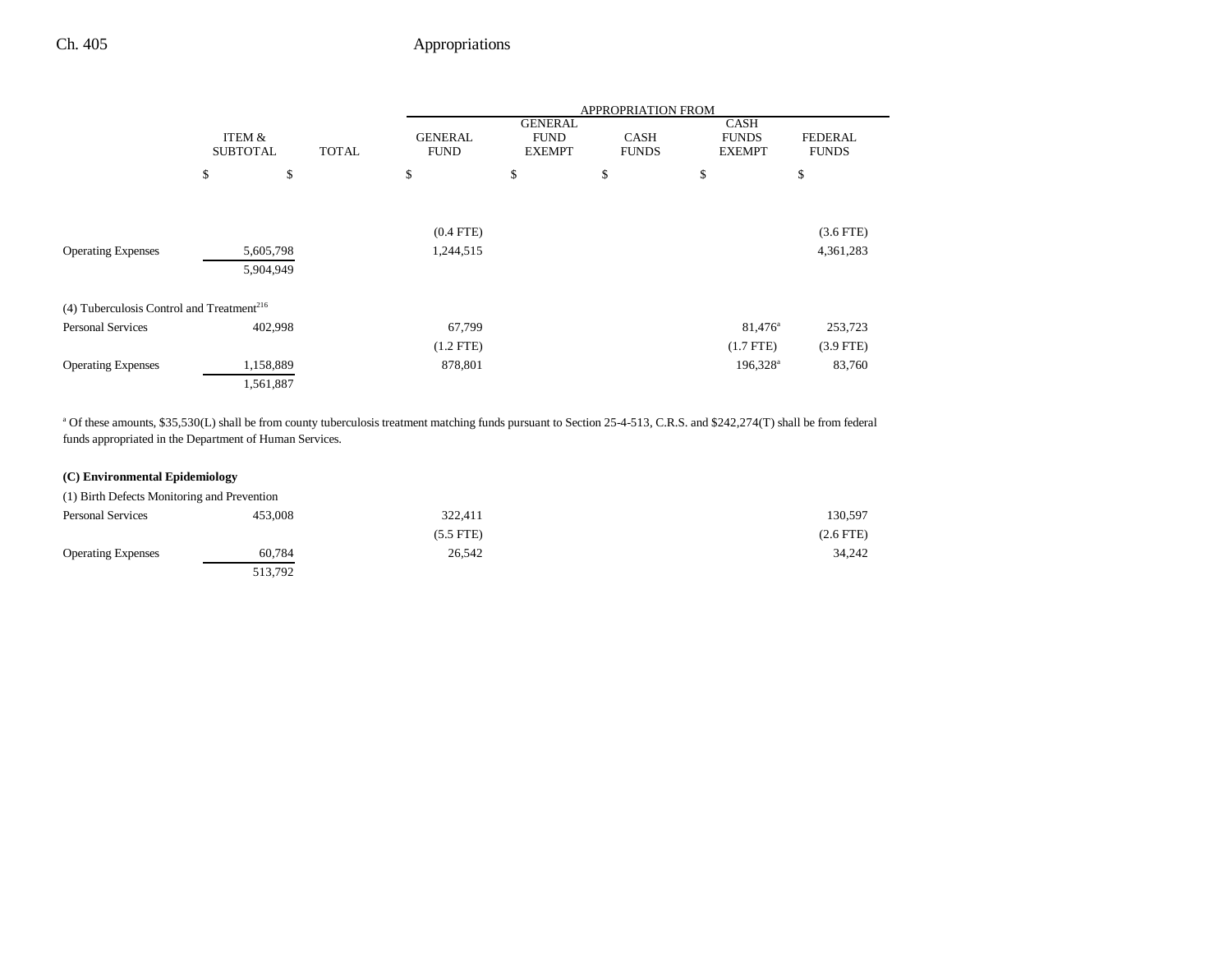| | ITEM & SUBTOTAL | TOTAL | GENERAL FUND | GENERAL FUND EXEMPT | CASH FUNDS | CASH FUNDS EXEMPT | FEDERAL FUNDS |
|---|---|---|---|---|---|---|---|
| | $ | $ | $ | $ | $ | $ | $ |
| | | | (0.4 FTE) | | | | (3.6 FTE) |
| Operating Expenses | 5,605,798 | | 1,244,515 | | | | 4,361,283 |
| | 5,904,949 | | | | | | |
| (4) Tuberculosis Control and Treatment[216] | | | | | | | |
| Personal Services | 402,998 | | 67,799 | | | 81,476[a] | 253,723 |
| | | | (1.2 FTE) | | | (1.7 FTE) | (3.9 FTE) |
| Operating Expenses | 1,158,889 | | 878,801 | | | 196,328[a] | 83,760 |
| | 1,561,887 | | | | | | |

[a] Of these amounts, $35,530(L) shall be from county tuberculosis treatment matching funds pursuant to Section 25-4-513, C.R.S. and $242,274(T) shall be from federal funds appropriated in the Department of Human Services.

| | ITEM & SUBTOTAL | TOTAL | GENERAL FUND | GENERAL FUND EXEMPT | CASH FUNDS | CASH FUNDS EXEMPT | FEDERAL FUNDS |
|---|---|---|---|---|---|---|---|
| **(C) Environmental Epidemiology** | | | | | | | |
| (1) Birth Defects Monitoring and Prevention | | | | | | | |
| Personal Services | 453,008 | | 322,411 | | | | 130,597 |
| | | | (5.5 FTE) | | | | (2.6 FTE) |
| Operating Expenses | 60,784 | | 26,542 | | | | 34,242 |
| | 513,792 | | | | | | |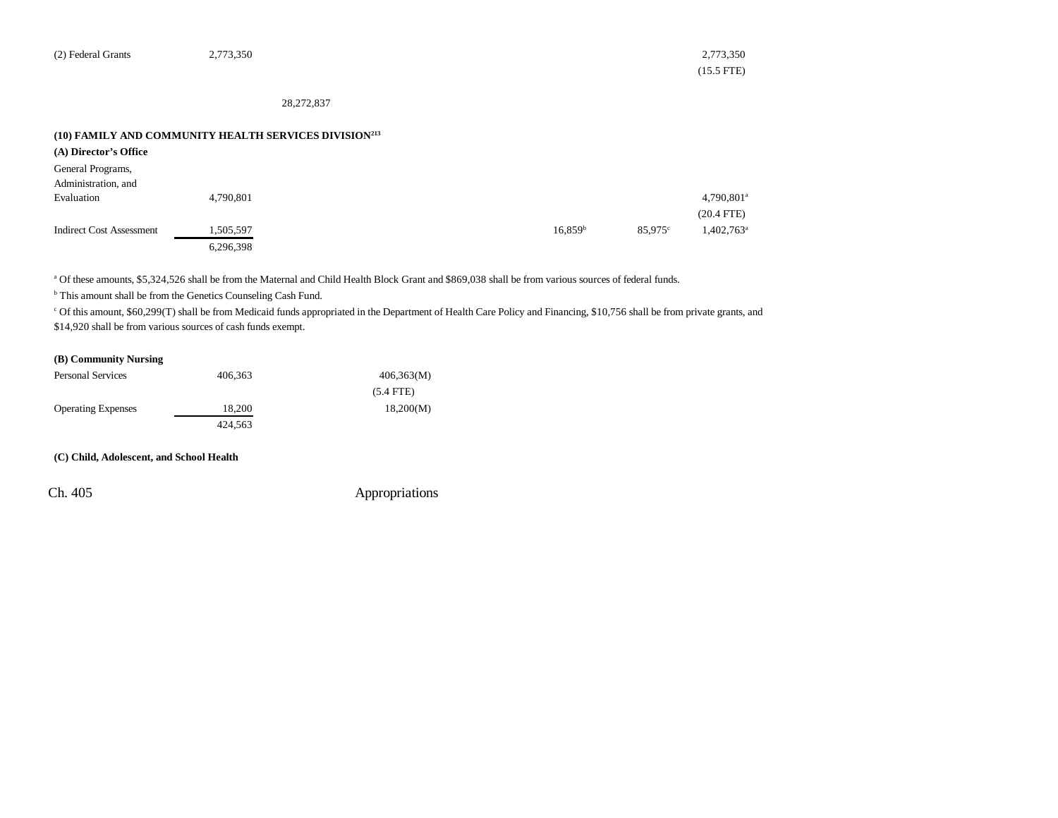| | | | | | | |
|---|---|---|---|---|---|---|
| (2) Federal Grants | 2,773,350 | | | | | 2,773,350<br>(15.5 FTE) |
| | | 28,272,837 | | | | |

**(10) FAMILY AND COMMUNITY HEALTH SERVICES DIVISION[213]**

**(A) Director's Office**

| | | | | | | |
|---|---|---|---|---|---|---|
| General Programs, Administration, and Evaluation | 4,790,801 | | | | | 4,790,801[a]<br>(20.4 FTE) |
| Indirect Cost Assessment | 1,505,597 | | | 16,859[b] | 85,975[c] | 1,402,763[a] |
| | 6,296,398 | | | | | |

[a] Of these amounts, $5,324,526 shall be from the Maternal and Child Health Block Grant and $869,038 shall be from various sources of federal funds.

[b] This amount shall be from the Genetics Counseling Cash Fund.

[c] Of this amount, $60,299(T) shall be from Medicaid funds appropriated in the Department of Health Care Policy and Financing, $10,756 shall be from private grants, and $14,920 shall be from various sources of cash funds exempt.

**(B) Community Nursing**

| | | | |
|---|---|---|---|
| Personal Services | 406,363 | | 406,363(M)<br>(5.4 FTE) |
| Operating Expenses | 18,200 | | 18,200(M) |
| | 424,563 | | |

**(C) Child, Adolescent, and School Health**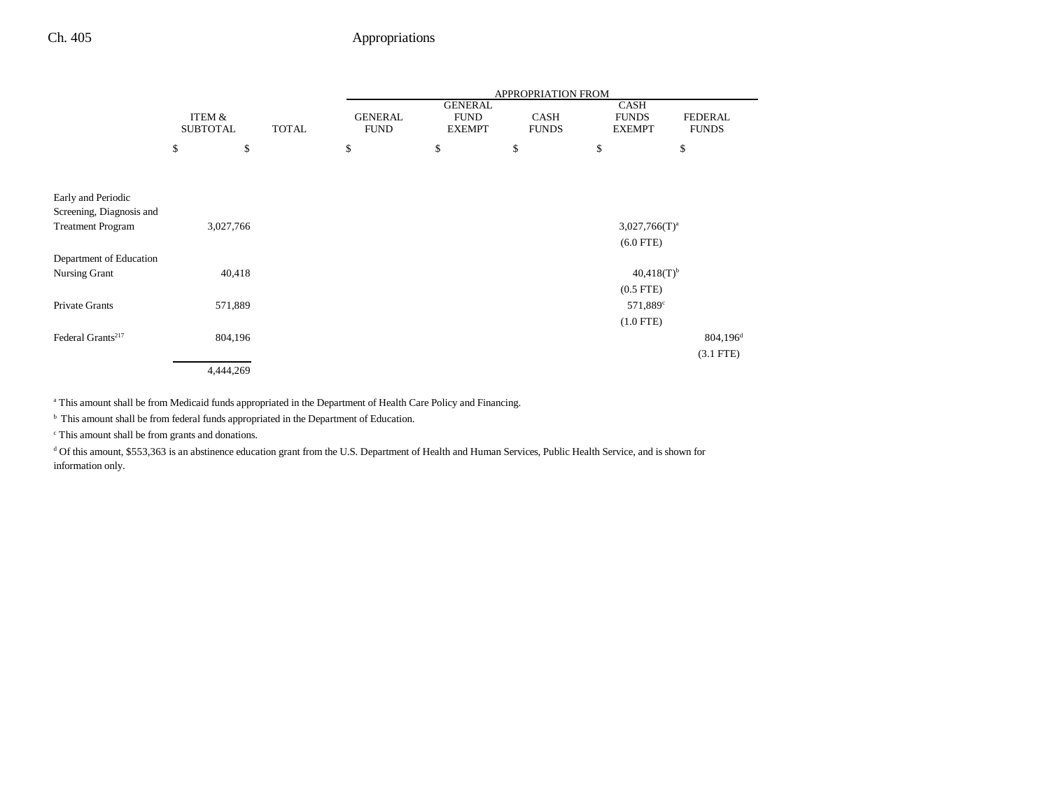| | ITEM & SUBTOTAL | TOTAL | APPROPRIATION FROM GENERAL FUND | GENERAL FUND EXEMPT | CASH FUNDS | CASH FUNDS EXEMPT | FEDERAL FUNDS |
|---|---|---|---|---|---|---|---|
| | $ | $ | $ | $ | $ | $ | $ |
| Early and Periodic Screening, Diagnosis and Treatment Program | 3,027,766 | | | | | 3,027,766(T)[a] (6.0 FTE) | |
| Department of Education Nursing Grant | 40,418 | | | | | 40,418(T)[b] (0.5 FTE) | |
| Private Grants | 571,889 | | | | | 571,889[c] (1.0 FTE) | |
| Federal Grants[217] | 804,196 | | | | | | 804,196[d] (3.1 FTE) |
| | 4,444,269 | | | | | | |

[a] This amount shall be from Medicaid funds appropriated in the Department of Health Care Policy and Financing.

[b] This amount shall be from federal funds appropriated in the Department of Education.

[c] This amount shall be from grants and donations.

[d] Of this amount, $553,363 is an abstinence education grant from the U.S. Department of Health and Human Services, Public Health Service, and is shown for information only.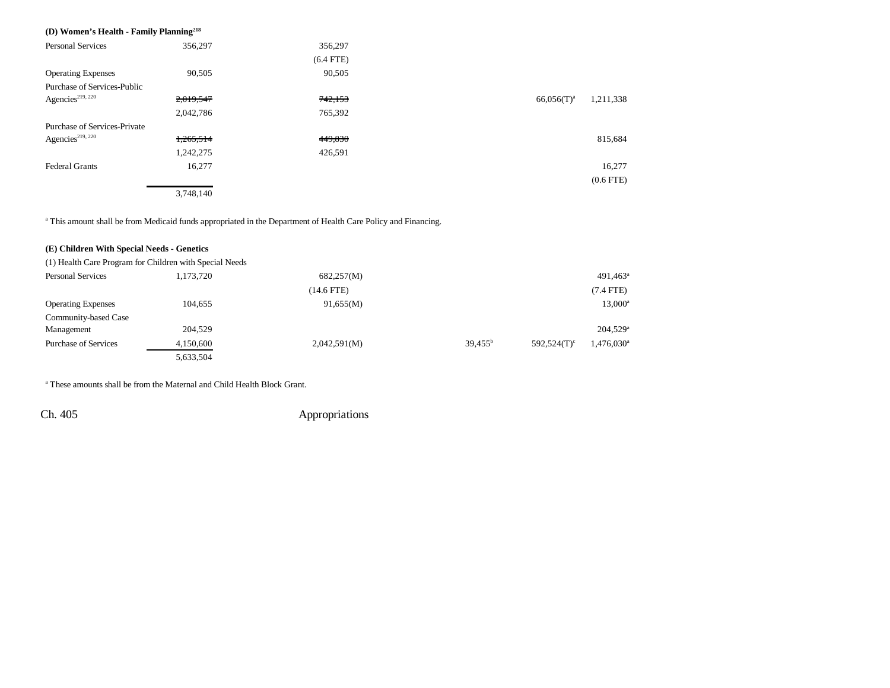**(D) Women's Health - Family Planning**[218]

| | | | | | | |
|---|---|---|---|---|---|---|
| Personal Services | 356,297 | 356,297 | | | | |
| | | (6.4 FTE) | | | | |
| Operating Expenses | 90,505 | 90,505 | | | | |
| Purchase of Services-Public Agencies[219, 220] | ~~2,019,547~~ | ~~742,153~~ | | | 66,056(T)[a] | 1,211,338 |
| | 2,042,786 | 765,392 | | | | |
| Purchase of Services-Private Agencies[219, 220] | ~~1,265,514~~ | ~~449,830~~ | | | | 815,684 |
| | 1,242,275 | 426,591 | | | | |
| Federal Grants | 16,277 | | | | | 16,277 |
| | | | | | | (0.6 FTE) |
| | 3,748,140 | | | | | |

[a] This amount shall be from Medicaid funds appropriated in the Department of Health Care Policy and Financing.

**(E) Children With Special Needs - Genetics**

(1) Health Care Program for Children with Special Needs

| | | | | | | |
|---|---|---|---|---|---|---|
| Personal Services | 1,173,720 | 682,257(M) | | | | 491,463[a] |
| | | (14.6 FTE) | | | | (7.4 FTE) |
| Operating Expenses | 104,655 | 91,655(M) | | | | 13,000[a] |
| Community-based Case Management | 204,529 | | | | | 204,529[a] |
| Purchase of Services | 4,150,600 | 2,042,591(M) | | 39,455[b] | 592,524(T)[c] | 1,476,030[a] |
| | 5,633,504 | | | | | |

[a] These amounts shall be from the Maternal and Child Health Block Grant.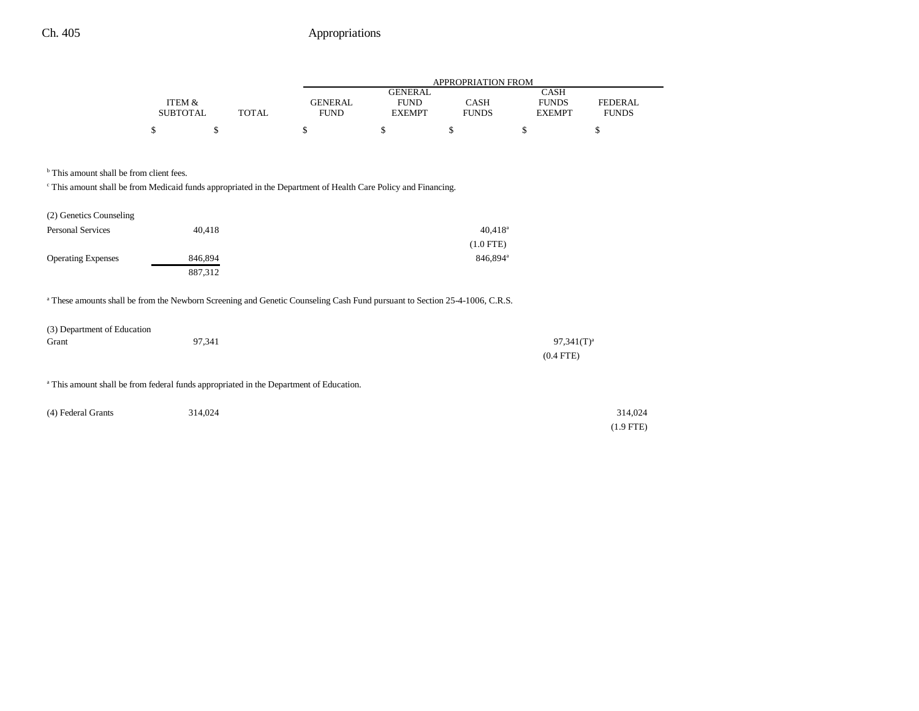| | ITEM & SUBTOTAL | TOTAL | GENERAL FUND | GENERAL FUND EXEMPT | CASH FUNDS | CASH FUNDS EXEMPT | FEDERAL FUNDS |
|---|---|---|---|---|---|---|---|
| | $ | $ | $ | $ | $ | $ | $ |

[b] This amount shall be from client fees.

[c] This amount shall be from Medicaid funds appropriated in the Department of Health Care Policy and Financing.

| | ITEM & SUBTOTAL | TOTAL | GENERAL FUND | GENERAL FUND EXEMPT | CASH FUNDS | CASH FUNDS EXEMPT | FEDERAL FUNDS |
|---|---|---|---|---|---|---|---|
| (2) Genetics Counseling | | | | | | | |
| Personal Services | 40,418 | | | | 40,418[a] | | |
| | | | | | (1.0 FTE) | | |
| Operating Expenses | 846,894 | | | | 846,894[a] | | |
| | 887,312 | | | | | | |

[a] These amounts shall be from the Newborn Screening and Genetic Counseling Cash Fund pursuant to Section 25-4-1006, C.R.S.

| | ITEM & SUBTOTAL | TOTAL | GENERAL FUND | GENERAL FUND EXEMPT | CASH FUNDS | CASH FUNDS EXEMPT | FEDERAL FUNDS |
|---|---|---|---|---|---|---|---|
| (3) Department of Education Grant | 97,341 | | | | | 97,341(T)[a] | |
| | | | | | | (0.4 FTE) | |

[a] This amount shall be from federal funds appropriated in the Department of Education.

| | ITEM & SUBTOTAL | TOTAL | GENERAL FUND | GENERAL FUND EXEMPT | CASH FUNDS | CASH FUNDS EXEMPT | FEDERAL FUNDS |
|---|---|---|---|---|---|---|---|
| (4) Federal Grants | 314,024 | | | | | | 314,024 |
| | | | | | | | (1.9 FTE) |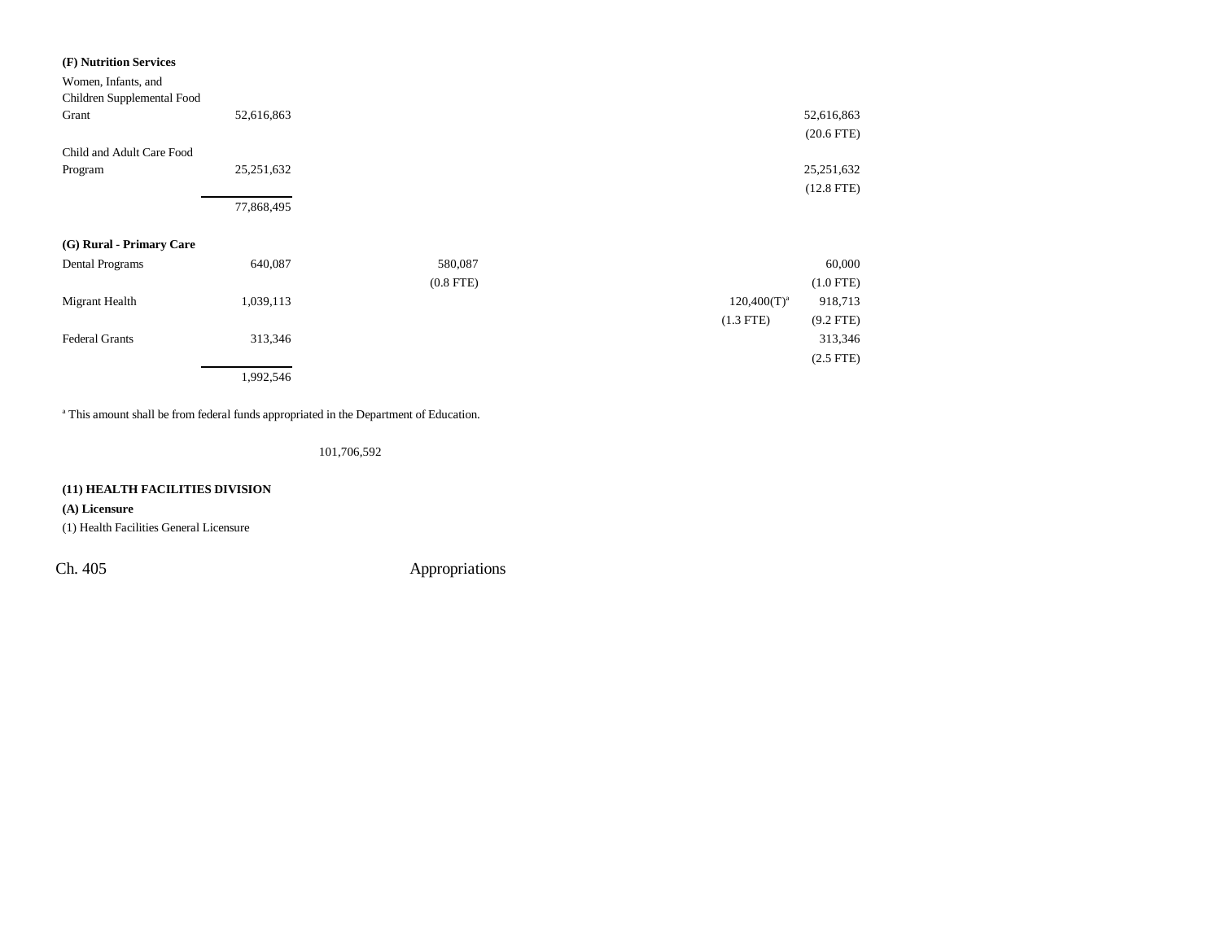| | | | | | | |
|---|---|---|---|---|---|---|
| **(F) Nutrition Services** | | | | | | |
| Women, Infants, and Children Supplemental Food Grant | 52,616,863 | | | | | 52,616,863 (20.6 FTE) |
| Child and Adult Care Food Program | 25,251,632 | | | | | 25,251,632 (12.8 FTE) |
| | 77,868,495 | | | | | |
| **(G) Rural - Primary Care** | | | | | | |
| Dental Programs | 640,087 | | 580,087 (0.8 FTE) | | | 60,000 (1.0 FTE) |
| Migrant Health | 1,039,113 | | | | 120,400(T)[a] (1.3 FTE) | 918,713 (9.2 FTE) |
| Federal Grants | 313,346 | | | | | 313,346 (2.5 FTE) |
| | 1,992,546 | | | | | |

[a] This amount shall be from federal funds appropriated in the Department of Education.

101,706,592

**(11) HEALTH FACILITIES DIVISION**

**(A) Licensure**

(1) Health Facilities General Licensure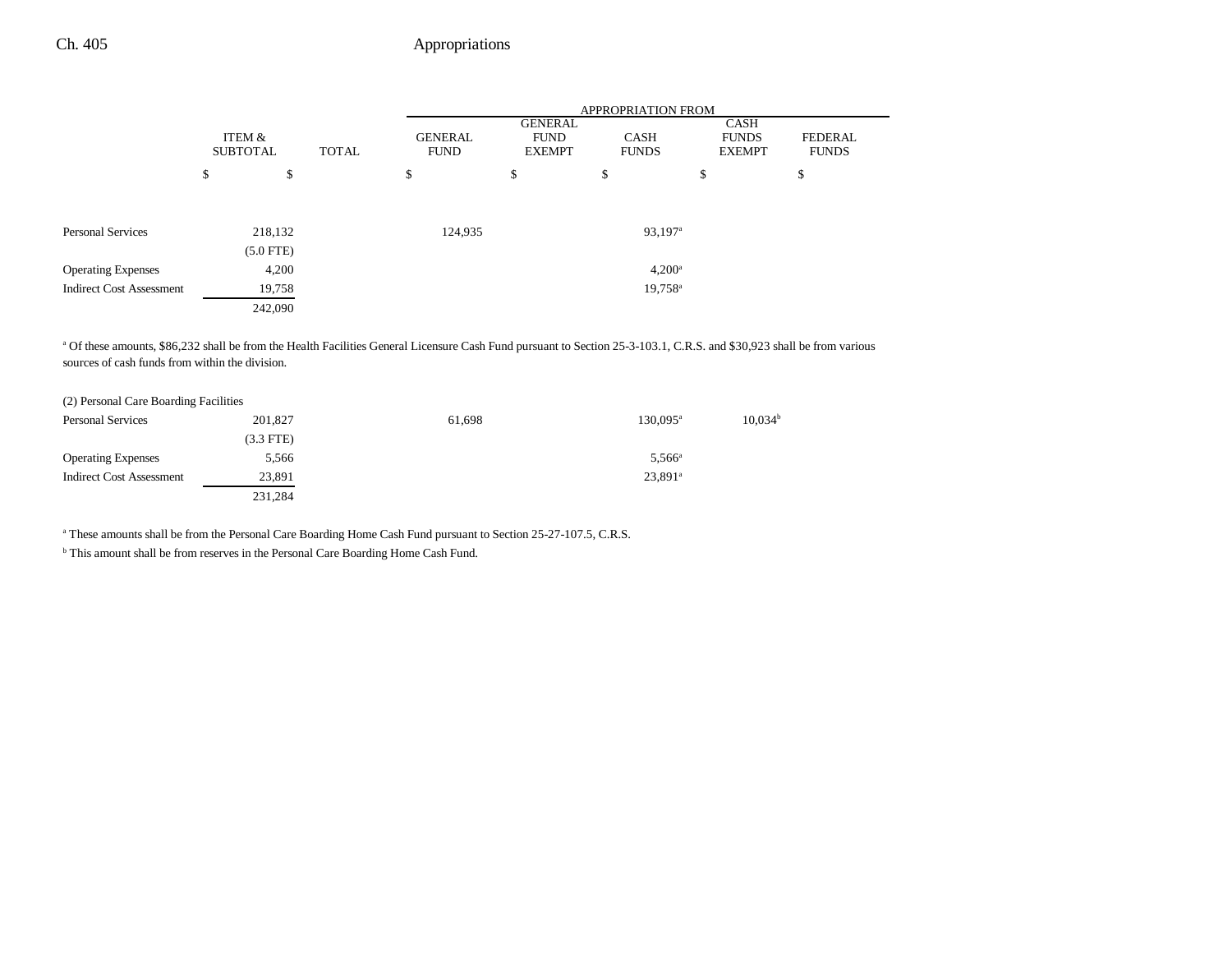|  | ITEM & SUBTOTAL | TOTAL | GENERAL FUND | GENERAL FUND EXEMPT | CASH FUNDS | CASH FUNDS EXEMPT | FEDERAL FUNDS |
|---|---|---|---|---|---|---|---|
|  | $ | $ | $ | $ | $ | $ | $ |
| Personal Services | 218,132 |  | 124,935 |  | 93,197[a] |  |  |
|  | (5.0 FTE) |  |  |  |  |  |  |
| Operating Expenses | 4,200 |  |  |  | 4,200[a] |  |  |
| Indirect Cost Assessment | 19,758 |  |  |  | 19,758[a] |  |  |
|  | 242,090 |  |  |  |  |  |  |

[a] Of these amounts, $86,232 shall be from the Health Facilities General Licensure Cash Fund pursuant to Section 25-3-103.1, C.R.S. and $30,923 shall be from various sources of cash funds from within the division.

| (2) Personal Care Boarding Facilities | ITEM & SUBTOTAL | TOTAL | GENERAL FUND | GENERAL FUND EXEMPT | CASH FUNDS | CASH FUNDS EXEMPT | FEDERAL FUNDS |
|---|---|---|---|---|---|---|---|
| Personal Services | 201,827 |  | 61,698 |  | 130,095[a] | 10,034[b] |  |
|  | (3.3 FTE) |  |  |  |  |  |  |
| Operating Expenses | 5,566 |  |  |  | 5,566[a] |  |  |
| Indirect Cost Assessment | 23,891 |  |  |  | 23,891[a] |  |  |
|  | 231,284 |  |  |  |  |  |  |

[a] These amounts shall be from the Personal Care Boarding Home Cash Fund pursuant to Section 25-27-107.5, C.R.S.

[b] This amount shall be from reserves in the Personal Care Boarding Home Cash Fund.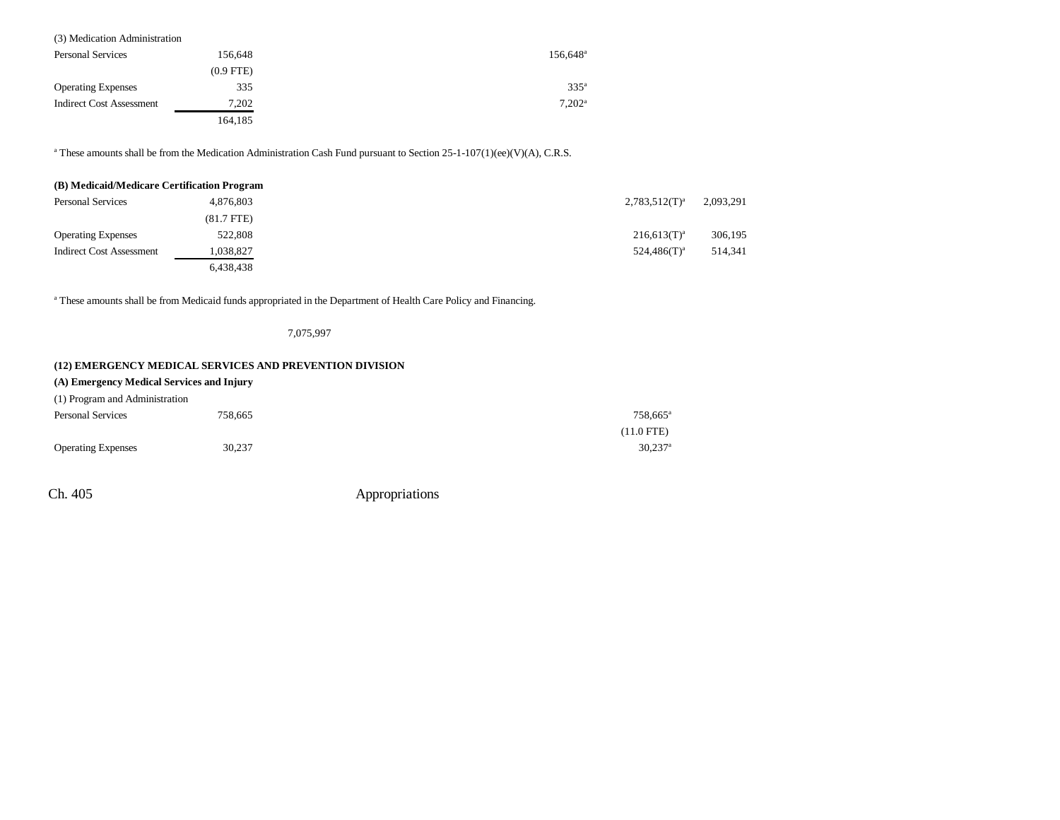| | | | | | | |
|---|---|---|---|---|---|---|
| (3) Medication Administration | | | | | | |
| Personal Services | 156,648 | | | 156,648[a] | | |
| | (0.9 FTE) | | | | | |
| Operating Expenses | 335 | | | 335[a] | | |
| Indirect Cost Assessment | 7,202 | | | 7,202[a] | | |
| | 164,185 | | | | | |

[a] These amounts shall be from the Medication Administration Cash Fund pursuant to Section 25-1-107(1)(ee)(V)(A), C.R.S.

| | | | | | | |
|---|---|---|---|---|---|---|
| **(B) Medicaid/Medicare Certification Program** | | | | | | |
| Personal Services | 4,876,803 | | | | 2,783,512(T)[a] | 2,093,291 |
| | (81.7 FTE) | | | | | |
| Operating Expenses | 522,808 | | | | 216,613(T)[a] | 306,195 |
| Indirect Cost Assessment | 1,038,827 | | | | 524,486(T)[a] | 514,341 |
| | 6,438,438 | | | | | |

[a] These amounts shall be from Medicaid funds appropriated in the Department of Health Care Policy and Financing.

| | | | | | | |
|---|---|---|---|---|---|---|
| | | 7,075,997 | | | | |

**(12) EMERGENCY MEDICAL SERVICES AND PREVENTION DIVISION**

**(A) Emergency Medical Services and Injury**

| | | | | | | |
|---|---|---|---|---|---|---|
| (1) Program and Administration | | | | | | |
| Personal Services | 758,665 | | | | 758,665[a] | |
| | | | | | (11.0 FTE) | |
| Operating Expenses | 30,237 | | | | 30,237[a] | |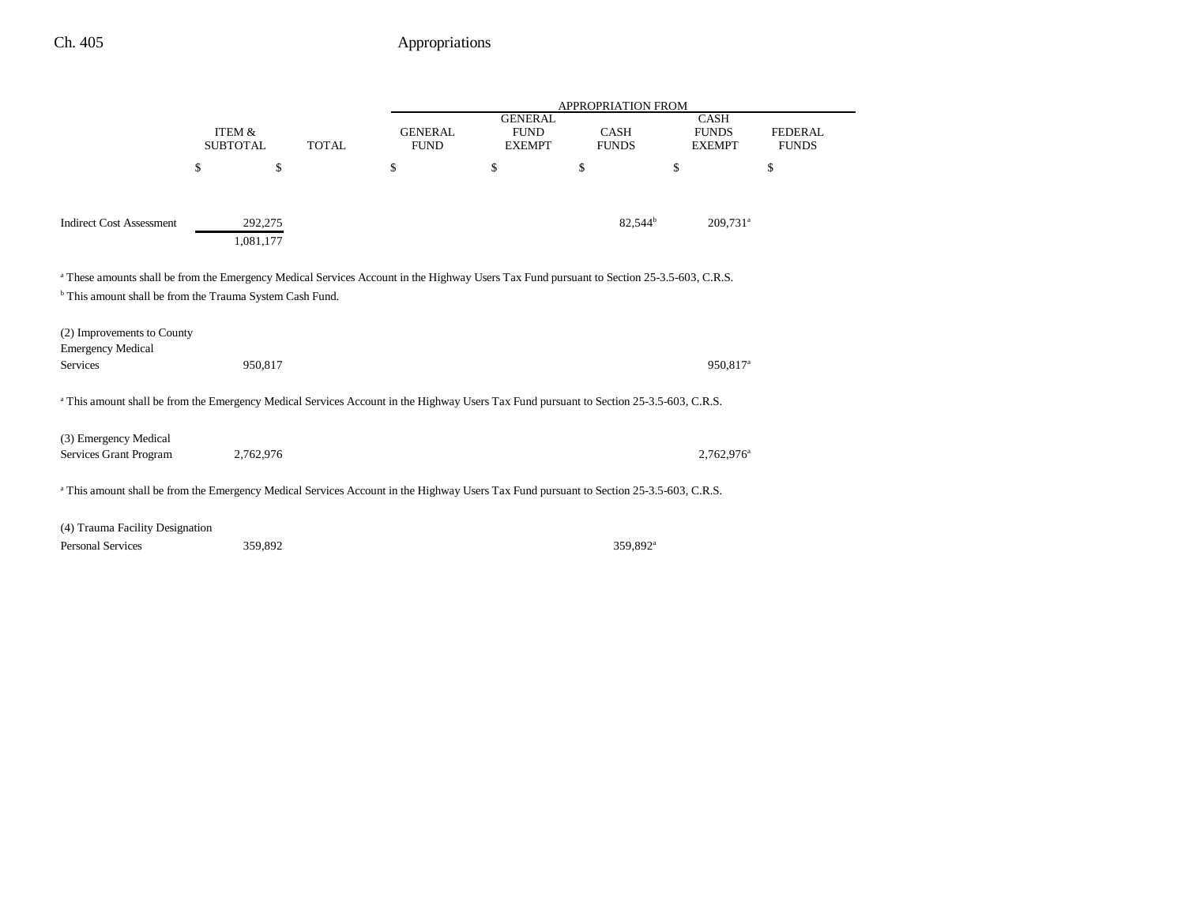| | ITEM & SUBTOTAL | TOTAL | APPROPRIATION FROM GENERAL FUND | GENERAL FUND EXEMPT | CASH FUNDS | CASH FUNDS EXEMPT | FEDERAL FUNDS |
|---|---|---|---|---|---|---|---|
| | $ | $ | $ | $ | $ | $ | $ |
| Indirect Cost Assessment | 292,275 | | | | 82,544[b] | 209,731[a] | |
| | 1,081,177 | | | | | | |

[a] These amounts shall be from the Emergency Medical Services Account in the Highway Users Tax Fund pursuant to Section 25-3.5-603, C.R.S.

[b] This amount shall be from the Trauma System Cash Fund.

| | ITEM & SUBTOTAL | TOTAL | GENERAL FUND | GENERAL FUND EXEMPT | CASH FUNDS | CASH FUNDS EXEMPT | FEDERAL FUNDS |
|---|---|---|---|---|---|---|---|
| (2) Improvements to County Emergency Medical Services | 950,817 | | | | | 950,817[a] | |

[a] This amount shall be from the Emergency Medical Services Account in the Highway Users Tax Fund pursuant to Section 25-3.5-603, C.R.S.

| | ITEM & SUBTOTAL | TOTAL | GENERAL FUND | GENERAL FUND EXEMPT | CASH FUNDS | CASH FUNDS EXEMPT | FEDERAL FUNDS |
|---|---|---|---|---|---|---|---|
| (3) Emergency Medical Services Grant Program | 2,762,976 | | | | | 2,762,976[a] | |

[a] This amount shall be from the Emergency Medical Services Account in the Highway Users Tax Fund pursuant to Section 25-3.5-603, C.R.S.

(4) Trauma Facility Designation

| | ITEM & SUBTOTAL | TOTAL | GENERAL FUND | GENERAL FUND EXEMPT | CASH FUNDS | CASH FUNDS EXEMPT | FEDERAL FUNDS |
|---|---|---|---|---|---|---|---|
| Personal Services | 359,892 | | | | 359,892[a] | | |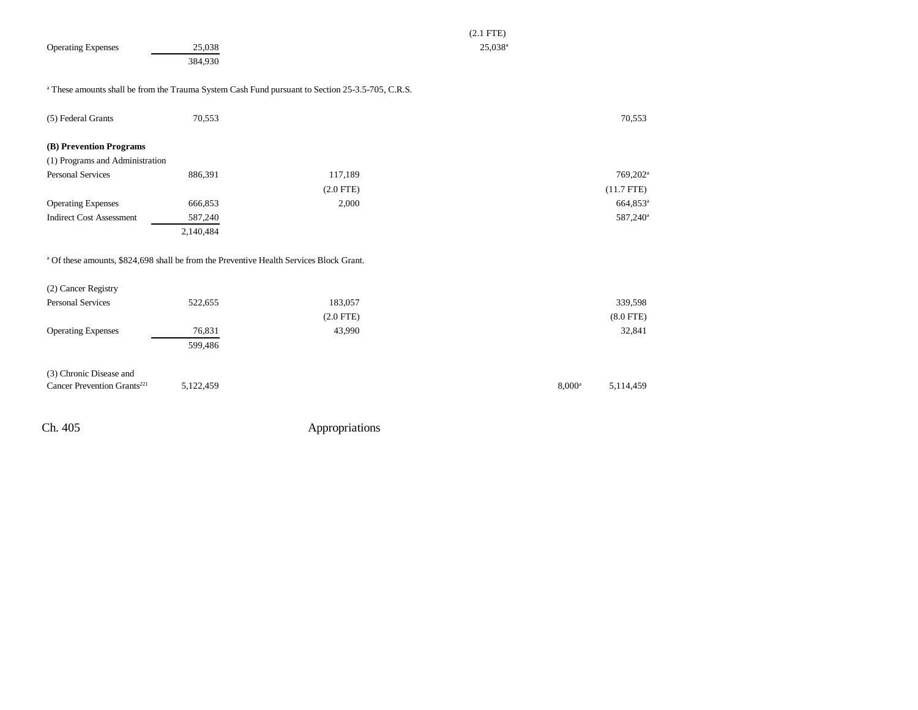| | | | | | |
|---|---|---|---|---|---|
| | | | (2.1 FTE) | | |
| Operating Expenses | 25,038 | | 25,038[a] | | |
| | 384,930 | | | | |

[a] These amounts shall be from the Trauma System Cash Fund pursuant to Section 25-3.5-705, C.R.S.

| | | | | | |
|---|---|---|---|---|---|
| (5) Federal Grants | 70,553 | | | | 70,553 |
| **(B) Prevention Programs** | | | | | |
| (1) Programs and Administration | | | | | |
| Personal Services | 886,391 | 117,189 | | | 769,202[a] |
| | | (2.0 FTE) | | | (11.7 FTE) |
| Operating Expenses | 666,853 | 2,000 | | | 664,853[a] |
| Indirect Cost Assessment | 587,240 | | | | 587,240[a] |
| | 2,140,484 | | | | |

[a] Of these amounts, $824,698 shall be from the Preventive Health Services Block Grant.

| | | | | | |
|---|---|---|---|---|---|
| (2) Cancer Registry | | | | | |
| Personal Services | 522,655 | 183,057 | | | 339,598 |
| | | (2.0 FTE) | | | (8.0 FTE) |
| Operating Expenses | 76,831 | 43,990 | | | 32,841 |
| | 599,486 | | | | |
| (3) Chronic Disease and Cancer Prevention Grants[221] | 5,122,459 | | | 8,000[a] | 5,114,459 |

Ch. 405 Appropriations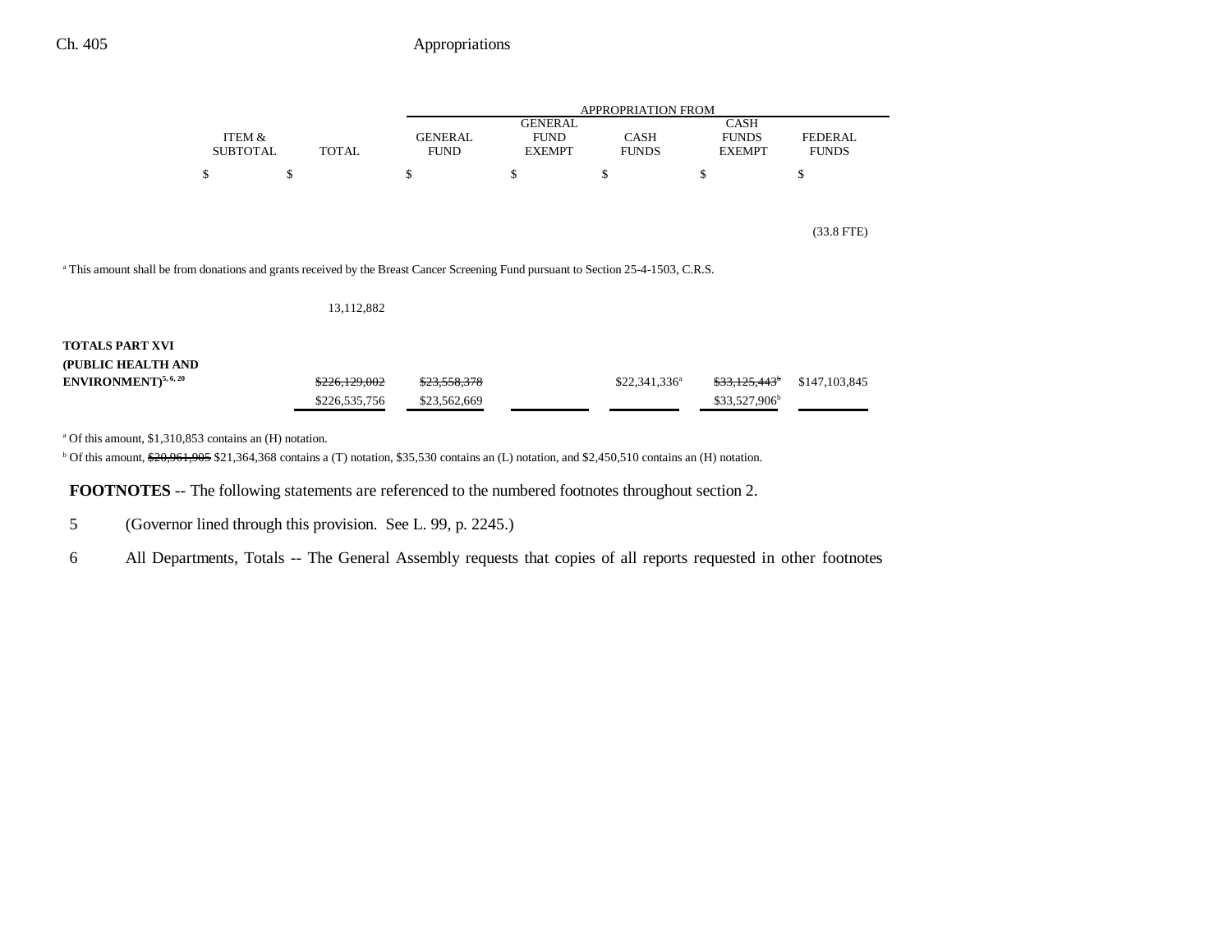| | ITEM & SUBTOTAL | TOTAL | GENERAL FUND | GENERAL FUND EXEMPT | CASH FUNDS | CASH FUNDS EXEMPT | FEDERAL FUNDS |
|---|---|---|---|---|---|---|---|
| | | | APPROPRIATION FROM | | | | |
| | $ | $ | $ | $ | $ | $ | $ |
| | | | | | | | (33.8 FTE) |

[a] This amount shall be from donations and grants received by the Breast Cancer Screening Fund pursuant to Section 25-4-1503, C.R.S.

| | ITEM & SUBTOTAL | TOTAL | GENERAL FUND | GENERAL FUND EXEMPT | CASH FUNDS | CASH FUNDS EXEMPT | FEDERAL FUNDS |
|---|---|---|---|---|---|---|---|
| | | 13,112,882 | | | | | |
| **TOTALS PART XVI (PUBLIC HEALTH AND ENVIRONMENT)**[5, 6, 20] | | ~~$226,129,002~~ $226,535,756 | ~~$23,558,378~~ $23,562,669 | | $22,341,336[a] | ~~$33,125,443[b]~~ $33,527,906[b] | $147,103,845 |

[a] Of this amount, $1,310,853 contains an (H) notation.

[b] Of this amount, ~~$20,961,905~~ $21,364,368 contains a (T) notation, $35,530 contains an (L) notation, and $2,450,510 contains an (H) notation.

**FOOTNOTES** -- The following statements are referenced to the numbered footnotes throughout section 2.

5 (Governor lined through this provision. See L. 99, p. 2245.)

6 All Departments, Totals -- The General Assembly requests that copies of all reports requested in other footnotes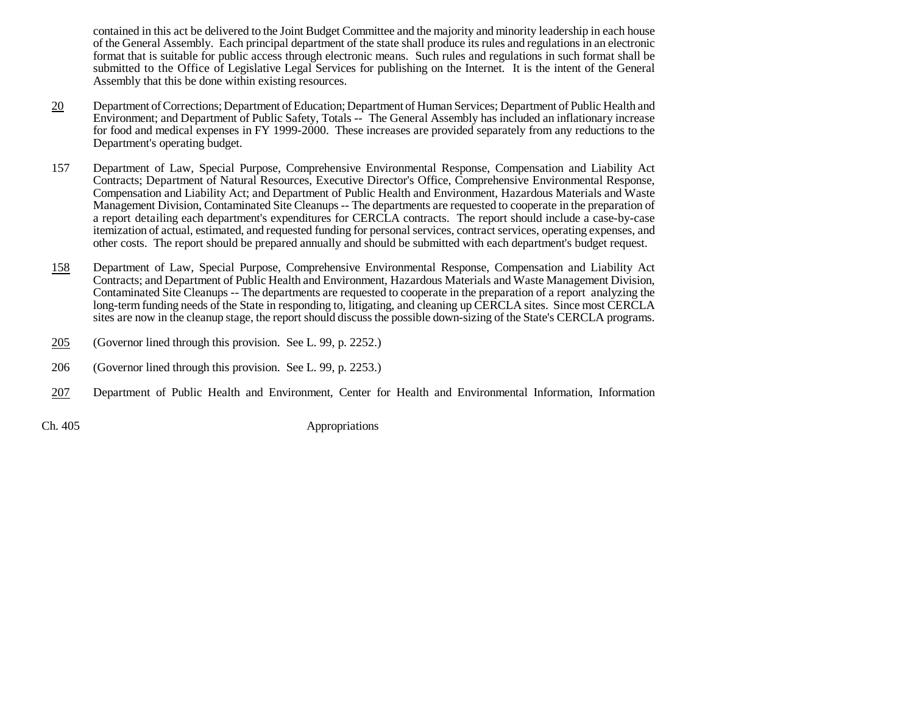contained in this act be delivered to the Joint Budget Committee and the majority and minority leadership in each house of the General Assembly. Each principal department of the state shall produce its rules and regulations in an electronic format that is suitable for public access through electronic means. Such rules and regulations in such format shall be submitted to the Office of Legislative Legal Services for publishing on the Internet. It is the intent of the General Assembly that this be done within existing resources.

20 Department of Corrections; Department of Education; Department of Human Services; Department of Public Health and Environment; and Department of Public Safety, Totals -- The General Assembly has included an inflationary increase for food and medical expenses in FY 1999-2000. These increases are provided separately from any reductions to the Department's operating budget.

157 Department of Law, Special Purpose, Comprehensive Environmental Response, Compensation and Liability Act Contracts; Department of Natural Resources, Executive Director's Office, Comprehensive Environmental Response, Compensation and Liability Act; and Department of Public Health and Environment, Hazardous Materials and Waste Management Division, Contaminated Site Cleanups -- The departments are requested to cooperate in the preparation of a report detailing each department's expenditures for CERCLA contracts. The report should include a case-by-case itemization of actual, estimated, and requested funding for personal services, contract services, operating expenses, and other costs. The report should be prepared annually and should be submitted with each department's budget request.

158 Department of Law, Special Purpose, Comprehensive Environmental Response, Compensation and Liability Act Contracts; and Department of Public Health and Environment, Hazardous Materials and Waste Management Division, Contaminated Site Cleanups -- The departments are requested to cooperate in the preparation of a report analyzing the long-term funding needs of the State in responding to, litigating, and cleaning up CERCLA sites. Since most CERCLA sites are now in the cleanup stage, the report should discuss the possible down-sizing of the State's CERCLA programs.

205 (Governor lined through this provision. See L. 99, p. 2252.)

206 (Governor lined through this provision. See L. 99, p. 2253.)

207 Department of Public Health and Environment, Center for Health and Environmental Information, Information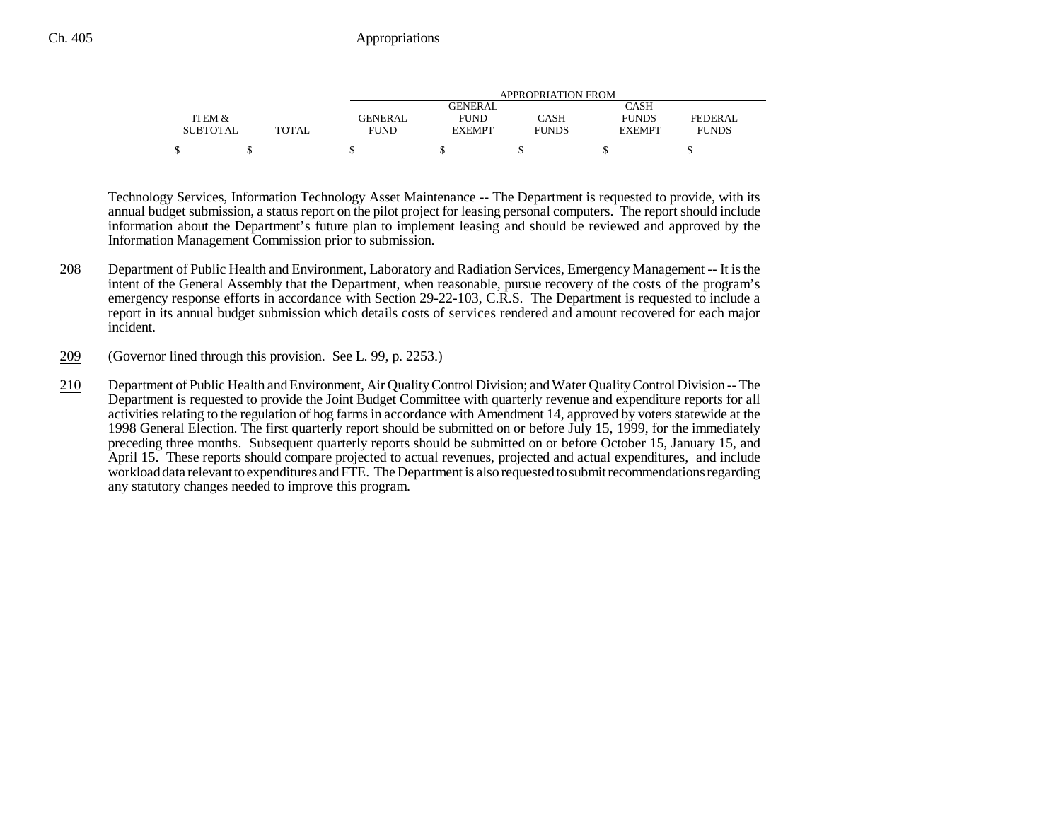| ITEM & SUBTOTAL | TOTAL | APPROPRIATION FROM GENERAL FUND | GENERAL FUND EXEMPT | CASH FUNDS | CASH FUNDS EXEMPT | FEDERAL FUNDS |
|---|---|---|---|---|---|---|
| $ | $ | $ | $ | $ | $ | $ |

Technology Services, Information Technology Asset Maintenance -- The Department is requested to provide, with its annual budget submission, a status report on the pilot project for leasing personal computers. The report should include information about the Department's future plan to implement leasing and should be reviewed and approved by the Information Management Commission prior to submission.

208 Department of Public Health and Environment, Laboratory and Radiation Services, Emergency Management -- It is the intent of the General Assembly that the Department, when reasonable, pursue recovery of the costs of the program's emergency response efforts in accordance with Section 29-22-103, C.R.S. The Department is requested to include a report in its annual budget submission which details costs of services rendered and amount recovered for each major incident.

209 (Governor lined through this provision. See L. 99, p. 2253.)

210 Department of Public Health and Environment, Air Quality Control Division; and Water Quality Control Division -- The Department is requested to provide the Joint Budget Committee with quarterly revenue and expenditure reports for all activities relating to the regulation of hog farms in accordance with Amendment 14, approved by voters statewide at the 1998 General Election. The first quarterly report should be submitted on or before July 15, 1999, for the immediately preceding three months. Subsequent quarterly reports should be submitted on or before October 15, January 15, and April 15. These reports should compare projected to actual revenues, projected and actual expenditures, and include workload data relevant to expenditures and FTE. The Department is also requested to submit recommendations regarding any statutory changes needed to improve this program.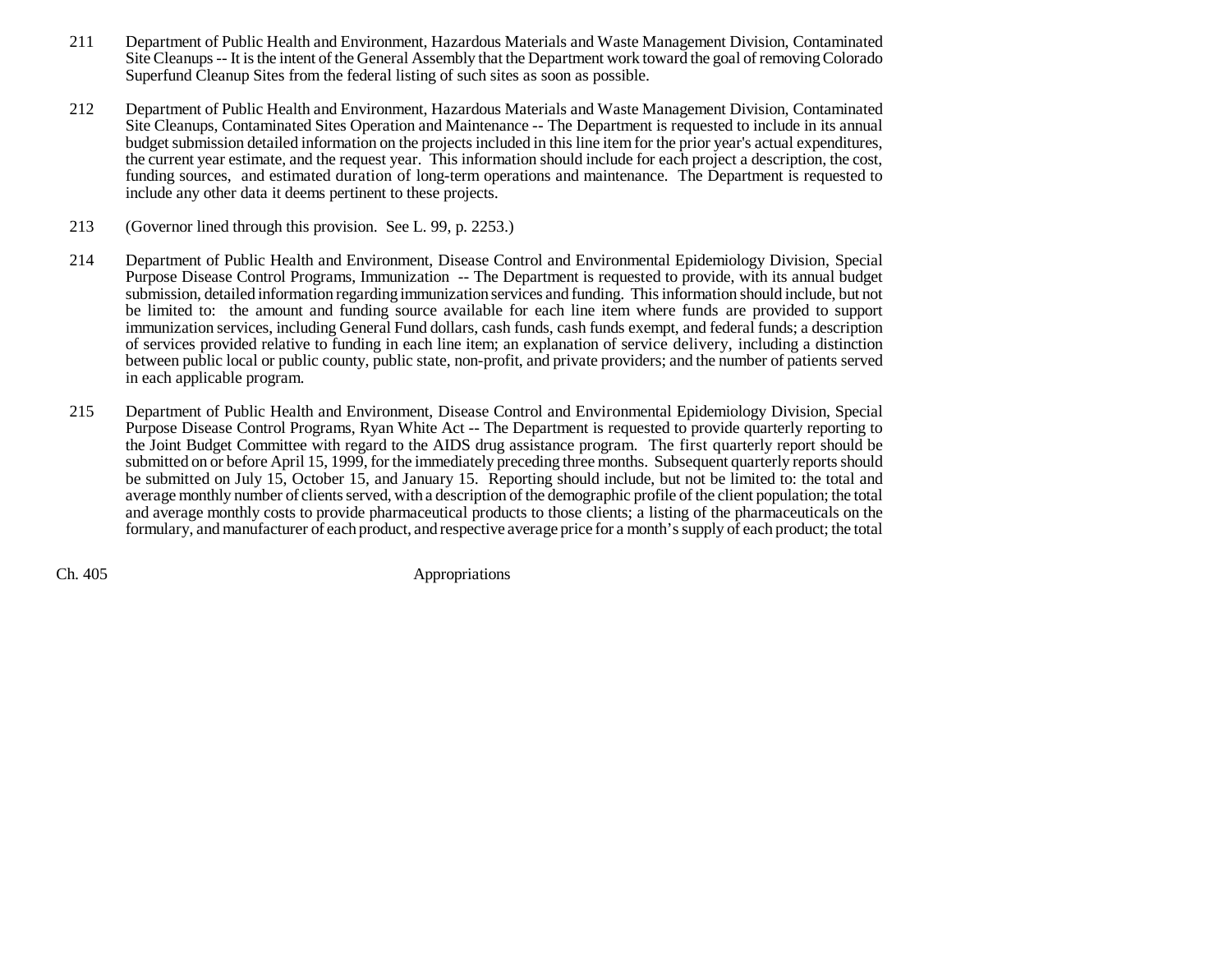211 Department of Public Health and Environment, Hazardous Materials and Waste Management Division, Contaminated Site Cleanups -- It is the intent of the General Assembly that the Department work toward the goal of removing Colorado Superfund Cleanup Sites from the federal listing of such sites as soon as possible.

212 Department of Public Health and Environment, Hazardous Materials and Waste Management Division, Contaminated Site Cleanups, Contaminated Sites Operation and Maintenance -- The Department is requested to include in its annual budget submission detailed information on the projects included in this line item for the prior year's actual expenditures, the current year estimate, and the request year. This information should include for each project a description, the cost, funding sources, and estimated duration of long-term operations and maintenance. The Department is requested to include any other data it deems pertinent to these projects.

213 (Governor lined through this provision. See L. 99, p. 2253.)

214 Department of Public Health and Environment, Disease Control and Environmental Epidemiology Division, Special Purpose Disease Control Programs, Immunization -- The Department is requested to provide, with its annual budget submission, detailed information regarding immunization services and funding. This information should include, but not be limited to: the amount and funding source available for each line item where funds are provided to support immunization services, including General Fund dollars, cash funds, cash funds exempt, and federal funds; a description of services provided relative to funding in each line item; an explanation of service delivery, including a distinction between public local or public county, public state, non-profit, and private providers; and the number of patients served in each applicable program.

215 Department of Public Health and Environment, Disease Control and Environmental Epidemiology Division, Special Purpose Disease Control Programs, Ryan White Act -- The Department is requested to provide quarterly reporting to the Joint Budget Committee with regard to the AIDS drug assistance program. The first quarterly report should be submitted on or before April 15, 1999, for the immediately preceding three months. Subsequent quarterly reports should be submitted on July 15, October 15, and January 15. Reporting should include, but not be limited to: the total and average monthly number of clients served, with a description of the demographic profile of the client population; the total and average monthly costs to provide pharmaceutical products to those clients; a listing of the pharmaceuticals on the formulary, and manufacturer of each product, and respective average price for a month's supply of each product; the total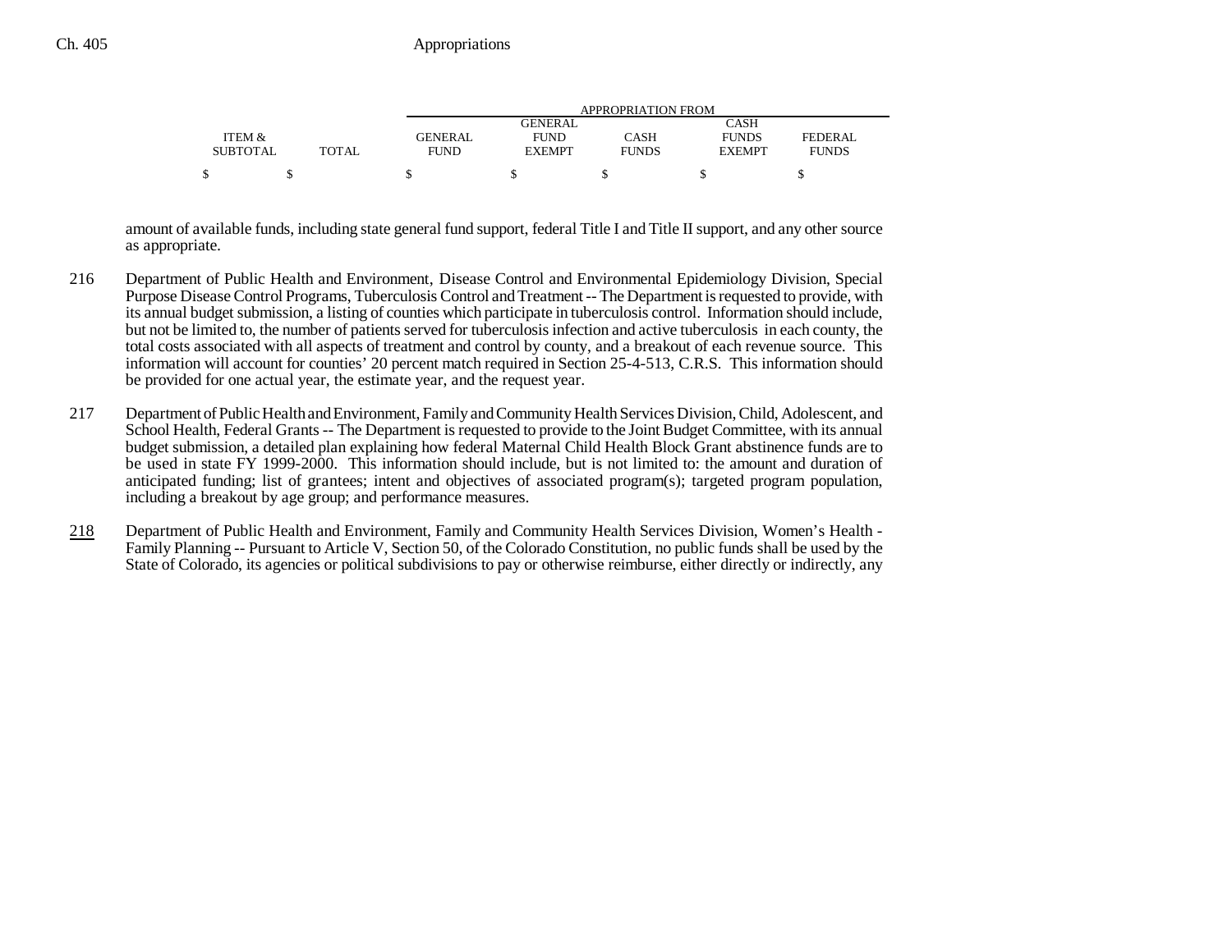| ITEM & SUBTOTAL | TOTAL | GENERAL FUND | GENERAL FUND EXEMPT | CASH FUNDS | CASH FUNDS EXEMPT | FEDERAL FUNDS |
|---|---|---|---|---|---|---|
| $ | $ | $ | $ | $ | $ | $ |

amount of available funds, including state general fund support, federal Title I and Title II support, and any other source as appropriate.

216 Department of Public Health and Environment, Disease Control and Environmental Epidemiology Division, Special Purpose Disease Control Programs, Tuberculosis Control and Treatment -- The Department is requested to provide, with its annual budget submission, a listing of counties which participate in tuberculosis control. Information should include, but not be limited to, the number of patients served for tuberculosis infection and active tuberculosis in each county, the total costs associated with all aspects of treatment and control by county, and a breakout of each revenue source. This information will account for counties' 20 percent match required in Section 25-4-513, C.R.S. This information should be provided for one actual year, the estimate year, and the request year.

217 Department of Public Health and Environment, Family and Community Health Services Division, Child, Adolescent, and School Health, Federal Grants -- The Department is requested to provide to the Joint Budget Committee, with its annual budget submission, a detailed plan explaining how federal Maternal Child Health Block Grant abstinence funds are to be used in state FY 1999-2000. This information should include, but is not limited to: the amount and duration of anticipated funding; list of grantees; intent and objectives of associated program(s); targeted program population, including a breakout by age group; and performance measures.

218 Department of Public Health and Environment, Family and Community Health Services Division, Women's Health - Family Planning -- Pursuant to Article V, Section 50, of the Colorado Constitution, no public funds shall be used by the State of Colorado, its agencies or political subdivisions to pay or otherwise reimburse, either directly or indirectly, any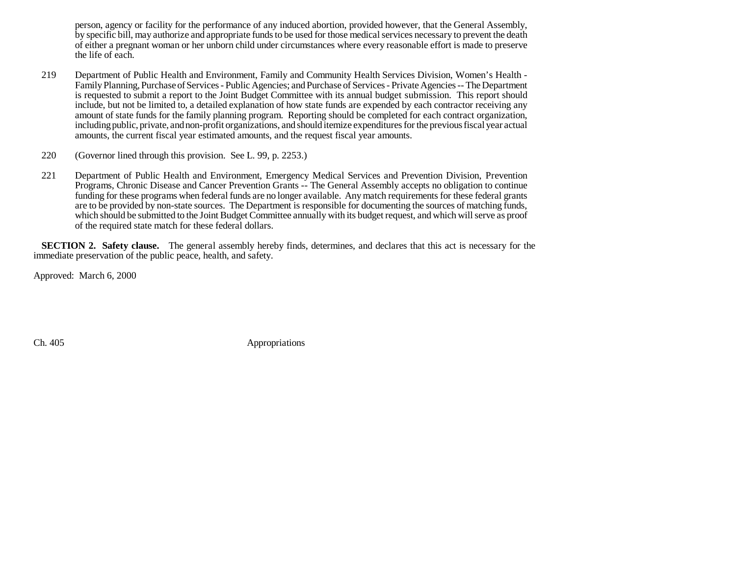person, agency or facility for the performance of any induced abortion, provided however, that the General Assembly, by specific bill, may authorize and appropriate funds to be used for those medical services necessary to prevent the death of either a pregnant woman or her unborn child under circumstances where every reasonable effort is made to preserve the life of each.

219 Department of Public Health and Environment, Family and Community Health Services Division, Women's Health - Family Planning, Purchase of Services - Public Agencies; and Purchase of Services - Private Agencies -- The Department is requested to submit a report to the Joint Budget Committee with its annual budget submission. This report should include, but not be limited to, a detailed explanation of how state funds are expended by each contractor receiving any amount of state funds for the family planning program. Reporting should be completed for each contract organization, including public, private, and non-profit organizations, and should itemize expenditures for the previous fiscal year actual amounts, the current fiscal year estimated amounts, and the request fiscal year amounts.

220 (Governor lined through this provision. See L. 99, p. 2253.)

221 Department of Public Health and Environment, Emergency Medical Services and Prevention Division, Prevention Programs, Chronic Disease and Cancer Prevention Grants -- The General Assembly accepts no obligation to continue funding for these programs when federal funds are no longer available. Any match requirements for these federal grants are to be provided by non-state sources. The Department is responsible for documenting the sources of matching funds, which should be submitted to the Joint Budget Committee annually with its budget request, and which will serve as proof of the required state match for these federal dollars.

**SECTION 2. Safety clause.** The general assembly hereby finds, determines, and declares that this act is necessary for the immediate preservation of the public peace, health, and safety.

Approved: March 6, 2000